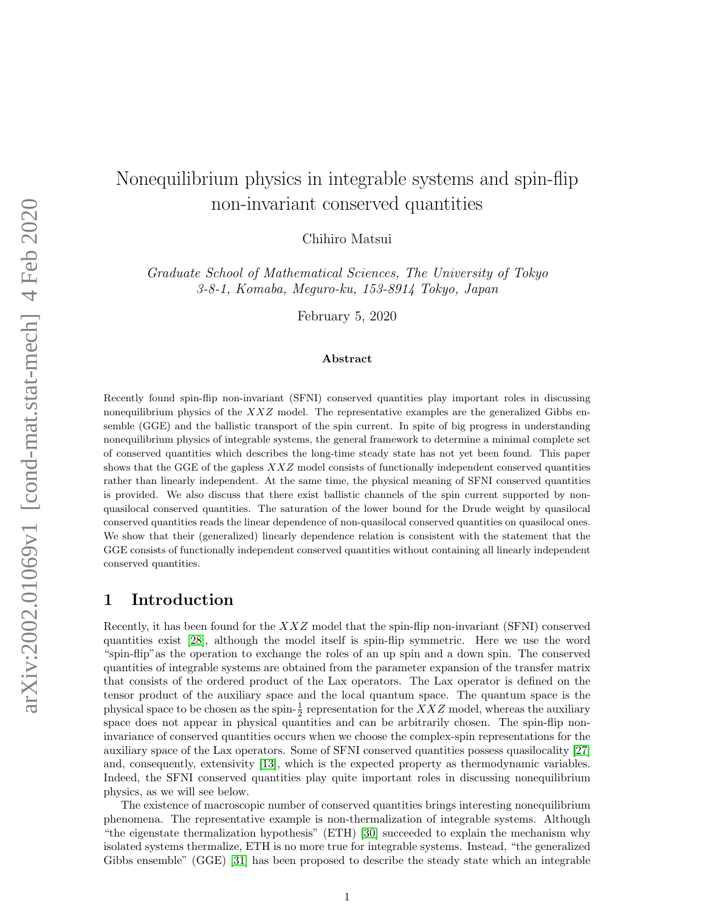# Nonequilibrium physics in integrable systems and spin-flip non-invariant conserved quantities

Chihiro Matsui

*Graduate School of Mathematical Sciences, The University of Tokyo*
*3-8-1, Komaba, Meguro-ku, 153-8914 Tokyo, Japan*

February 5, 2020

### Abstract

Recently found spin-flip non-invariant (SFNI) conserved quantities play important roles in discussing nonequilibrium physics of the $XXZ$ model. The representative examples are the generalized Gibbs ensemble (GGE) and the ballistic transport of the spin current. In spite of big progress in understanding nonequilibrium physics of integrable systems, the general framework to determine a minimal complete set of conserved quantities which describes the long-time steady state has not yet been found. This paper shows that the GGE of the gapless $XXZ$ model consists of functionally independent conserved quantities rather than linearly independent. At the same time, the physical meaning of SFNI conserved quantities is provided. We also discuss that there exist ballistic channels of the spin current supported by non-quasilocal conserved quantities. The saturation of the lower bound for the Drude weight by quasilocal conserved quantities reads the linear dependence of non-quasilocal conserved quantities on quasilocal ones. We show that their (generalized) linearly dependence relation is consistent with the statement that the GGE consists of functionally independent conserved quantities without containing all linearly independent conserved quantities.

## 1 Introduction

Recently, it has been found for the $XXZ$ model that the spin-flip non-invariant (SFNI) conserved quantities exist [28], although the model itself is spin-flip symmetric. Here we use the word "spin-flip"as the operation to exchange the roles of an up spin and a down spin. The conserved quantities of integrable systems are obtained from the parameter expansion of the transfer matrix that consists of the ordered product of the Lax operators. The Lax operator is defined on the tensor product of the auxiliary space and the local quantum space. The quantum space is the physical space to be chosen as the spin-$\frac{1}{2}$ representation for the $XXZ$ model, whereas the auxiliary space does not appear in physical quantities and can be arbitrarily chosen. The spin-flip non-invariance of conserved quantities occurs when we choose the complex-spin representations for the auxiliary space of the Lax operators. Some of SFNI conserved quantities possess quasilocality [27] and, consequently, extensivity [13], which is the expected property as thermodynamic variables. Indeed, the SFNI conserved quantities play quite important roles in discussing nonequilibrium physics, as we will see below.

The existence of macroscopic number of conserved quantities brings interesting nonequilibrium phenomena. The representative example is non-thermalization of integrable systems. Although "the eigenstate thermalization hypothesis" (ETH) [30] succeeded to explain the mechanism why isolated systems thermalize, ETH is no more true for integrable systems. Instead, "the generalized Gibbs ensemble" (GGE) [31] has been proposed to describe the steady state which an integrable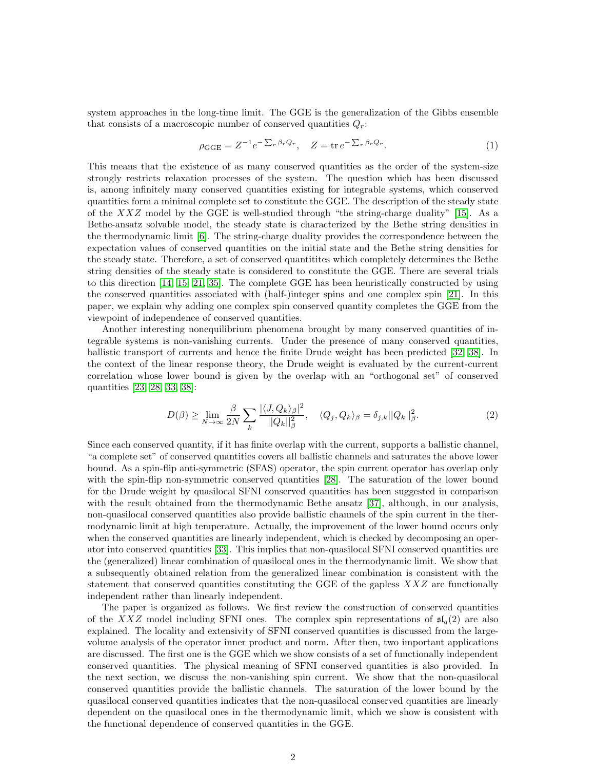system approaches in the long-time limit. The GGE is the generalization of the Gibbs ensemble that consists of a macroscopic number of conserved quantities $Q_r$:

$$\rho_{\rm GGE} = Z^{-1} e^{-\sum_r \beta_r Q_r}, \quad Z = \operatorname{tr} e^{-\sum_r \beta_r Q_r}. \tag{1}$$

This means that the existence of as many conserved quantities as the order of the system-size strongly restricts relaxation processes of the system. The question which has been discussed is, among infinitely many conserved quantities existing for integrable systems, which conserved quantities form a minimal complete set to constitute the GGE. The description of the steady state of the $XXZ$ model by the GGE is well-studied through "the string-charge duality" [15]. As a Bethe-ansatz solvable model, the steady state is characterized by the Bethe string densities in the thermodynamic limit [6]. The string-charge duality provides the correspondence between the expectation values of conserved quantities on the initial state and the Bethe string densities for the steady state. Therefore, a set of conserved quantitites which completely determines the Bethe string densities of the steady state is considered to constitute the GGE. There are several trials to this direction [14, 15, 21, 35]. The complete GGE has been heuristically constructed by using the conserved quantities associated with (half-)integer spins and one complex spin [21]. In this paper, we explain why adding one complex spin conserved quantity completes the GGE from the viewpoint of independence of conserved quantities.

Another interesting nonequilibrium phenomena brought by many conserved quantities of integrable systems is non-vanishing currents. Under the presence of many conserved quantities, ballistic transport of currents and hence the finite Drude weight has been predicted [32, 38]. In the context of the linear response theory, the Drude weight is evaluated by the current-current correlation whose lower bound is given by the overlap with an "orthogonal set" of conserved quantities [23, 28, 33, 38]:

$$D(\beta) \geq \lim_{N\to\infty} \frac{\beta}{2N} \sum_k \frac{|\langle J, Q_k\rangle_\beta|^2}{||Q_k||_\beta^2}, \quad \langle Q_j, Q_k\rangle_\beta = \delta_{j,k} ||Q_k||_\beta^2. \tag{2}$$

Since each conserved quantity, if it has finite overlap with the current, supports a ballistic channel, "a complete set" of conserved quantities covers all ballistic channels and saturates the above lower bound. As a spin-flip anti-symmetric (SFAS) operator, the spin current operator has overlap only with the spin-flip non-symmetric conserved quantities [28]. The saturation of the lower bound for the Drude weight by quasilocal SFNI conserved quantities has been suggested in comparison with the result obtained from the thermodynamic Bethe ansatz [37], although, in our analysis, non-quasilocal conserved quantities also provide ballistic channels of the spin current in the thermodynamic limit at high temperature. Actually, the improvement of the lower bound occurs only when the conserved quantities are linearly independent, which is checked by decomposing an operator into conserved quantities [33]. This implies that non-quasilocal SFNI conserved quantities are the (generalized) linear combination of quasilocal ones in the thermodynamic limit. We show that a subsequently obtained relation from the generalized linear combination is consistent with the statement that conserved quantities constituting the GGE of the gapless $XXZ$ are functionally independent rather than linearly independent.

The paper is organized as follows. We first review the construction of conserved quantities of the $XXZ$ model including SFNI ones. The complex spin representations of $\mathfrak{sl}_q(2)$ are also explained. The locality and extensivity of SFNI conserved quantities is discussed from the large-volume analysis of the operator inner product and norm. After then, two important applications are discussed. The first one is the GGE which we show consists of a set of functionally independent conserved quantities. The physical meaning of SFNI conserved quantities is also provided. In the next section, we discuss the non-vanishing spin current. We show that the non-quasilocal conserved quantities provide the ballistic channels. The saturation of the lower bound by the quasilocal conserved quantities indicates that the non-quasilocal conserved quantities are linearly dependent on the quasilocal ones in the thermodynamic limit, which we show is consistent with the functional dependence of conserved quantities in the GGE.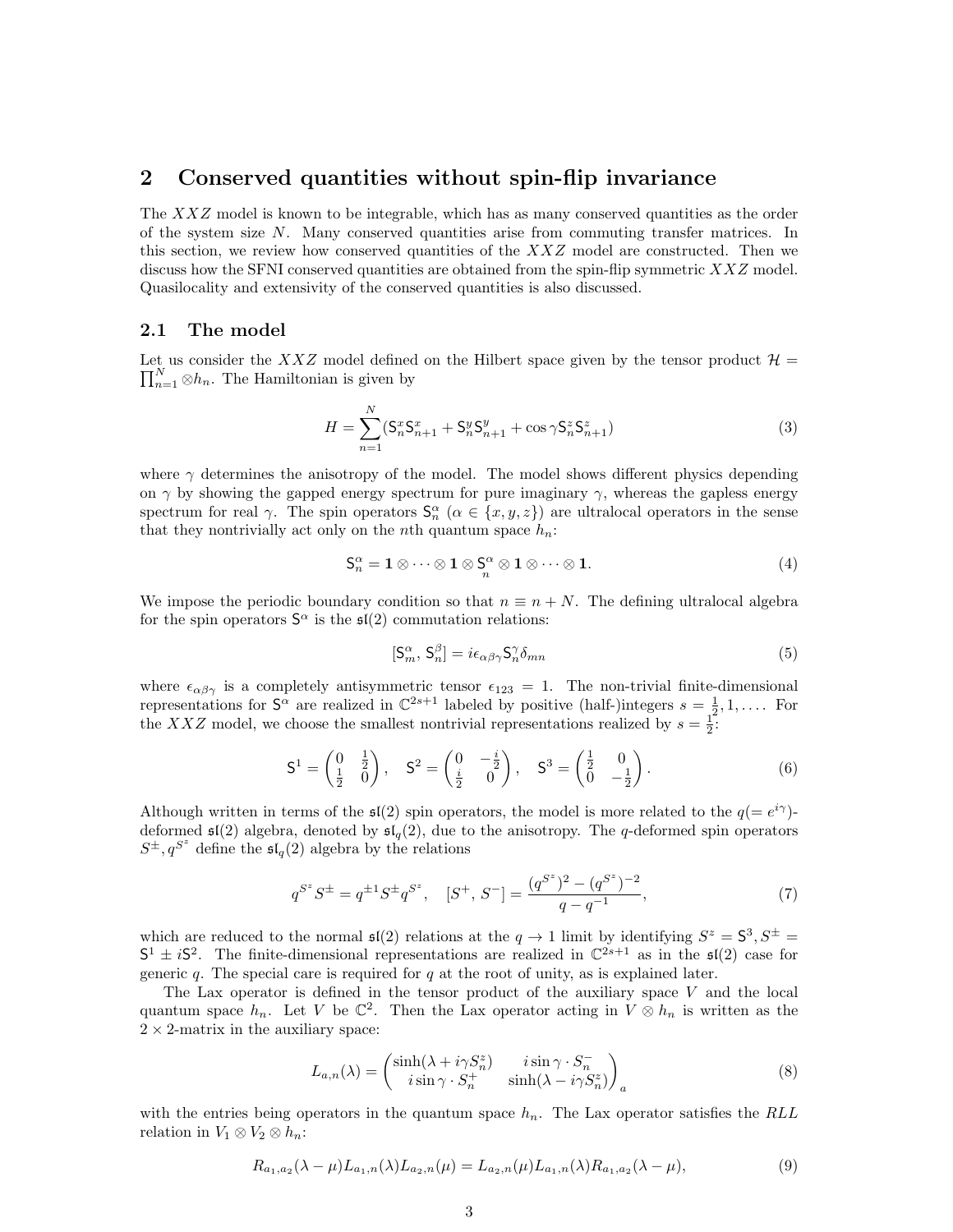## 2 Conserved quantities without spin-flip invariance

The $XXZ$ model is known to be integrable, which has as many conserved quantities as the order of the system size $N$. Many conserved quantities arise from commuting transfer matrices. In this section, we review how conserved quantities of the $XXZ$ model are constructed. Then we discuss how the SFNI conserved quantities are obtained from the spin-flip symmetric $XXZ$ model. Quasilocality and extensivity of the conserved quantities is also discussed.

### 2.1 The model

Let us consider the $XXZ$ model defined on the Hilbert space given by the tensor product $\mathcal{H} = \prod_{n=1}^{N} \otimes h_n$. The Hamiltonian is given by

$$H = \sum_{n=1}^{N} (\mathsf{S}_n^x \mathsf{S}_{n+1}^x + \mathsf{S}_n^y \mathsf{S}_{n+1}^y + \cos\gamma \mathsf{S}_n^z \mathsf{S}_{n+1}^z) \tag{3}$$

where $\gamma$ determines the anisotropy of the model. The model shows different physics depending on $\gamma$ by showing the gapped energy spectrum for pure imaginary $\gamma$, whereas the gapless energy spectrum for real $\gamma$. The spin operators $\mathsf{S}_n^\alpha$ ($\alpha \in \{x, y, z\}$) are ultralocal operators in the sense that they nontrivially act only on the $n$th quantum space $h_n$:

$$\mathsf{S}_n^\alpha = \mathbf{1} \otimes \cdots \otimes \mathbf{1} \otimes \underset{n}{\mathsf{S}^\alpha} \otimes \mathbf{1} \otimes \cdots \otimes \mathbf{1}. \tag{4}$$

We impose the periodic boundary condition so that $n \equiv n + N$. The defining ultralocal algebra for the spin operators $\mathsf{S}^\alpha$ is the $\mathfrak{sl}(2)$ commutation relations:

$$[\mathsf{S}_m^\alpha, \mathsf{S}_n^\beta] = i\epsilon_{\alpha\beta\gamma} \mathsf{S}_n^\gamma \delta_{mn} \tag{5}$$

where $\epsilon_{\alpha\beta\gamma}$ is a completely antisymmetric tensor $\epsilon_{123} = 1$. The non-trivial finite-dimensional representations for $\mathsf{S}^\alpha$ are realized in $\mathbb{C}^{2s+1}$ labeled by positive (half-)integers $s = \frac{1}{2}, 1, \ldots$. For the $XXZ$ model, we choose the smallest nontrivial representations realized by $s = \frac{1}{2}$:

$$\mathsf{S}^1 = \begin{pmatrix} 0 & \frac{1}{2} \\ \frac{1}{2} & 0 \end{pmatrix}, \quad \mathsf{S}^2 = \begin{pmatrix} 0 & -\frac{i}{2} \\ \frac{i}{2} & 0 \end{pmatrix}, \quad \mathsf{S}^3 = \begin{pmatrix} \frac{1}{2} & 0 \\ 0 & -\frac{1}{2} \end{pmatrix}. \tag{6}$$

Although written in terms of the $\mathfrak{sl}(2)$ spin operators, the model is more related to the $q(= e^{i\gamma})$-deformed $\mathfrak{sl}(2)$ algebra, denoted by $\mathfrak{sl}_q(2)$, due to the anisotropy. The $q$-deformed spin operators $S^\pm, q^{S^z}$ define the $\mathfrak{sl}_q(2)$ algebra by the relations

$$q^{S^z} S^\pm = q^{\pm 1} S^\pm q^{S^z}, \quad [S^+, S^-] = \frac{(q^{S^z})^2 - (q^{S^z})^{-2}}{q - q^{-1}}, \tag{7}$$

which are reduced to the normal $\mathfrak{sl}(2)$ relations at the $q \to 1$ limit by identifying $S^z = \mathsf{S}^3, S^\pm = \mathsf{S}^1 \pm i\mathsf{S}^2$. The finite-dimensional representations are realized in $\mathbb{C}^{2s+1}$ as in the $\mathfrak{sl}(2)$ case for generic $q$. The special care is required for $q$ at the root of unity, as is explained later.

The Lax operator is defined in the tensor product of the auxiliary space $V$ and the local quantum space $h_n$. Let $V$ be $\mathbb{C}^2$. Then the Lax operator acting in $V \otimes h_n$ is written as the $2 \times 2$-matrix in the auxiliary space:

$$L_{a,n}(\lambda) = \begin{pmatrix} \sinh(\lambda + i\gamma S_n^z) & i\sin\gamma \cdot S_n^- \\ i\sin\gamma \cdot S_n^+ & \sinh(\lambda - i\gamma S_n^z) \end{pmatrix}_a \tag{8}$$

with the entries being operators in the quantum space $h_n$. The Lax operator satisfies the $RLL$ relation in $V_1 \otimes V_2 \otimes h_n$:

$$R_{a_1,a_2}(\lambda - \mu) L_{a_1,n}(\lambda) L_{a_2,n}(\mu) = L_{a_2,n}(\mu) L_{a_1,n}(\lambda) R_{a_1,a_2}(\lambda - \mu), \tag{9}$$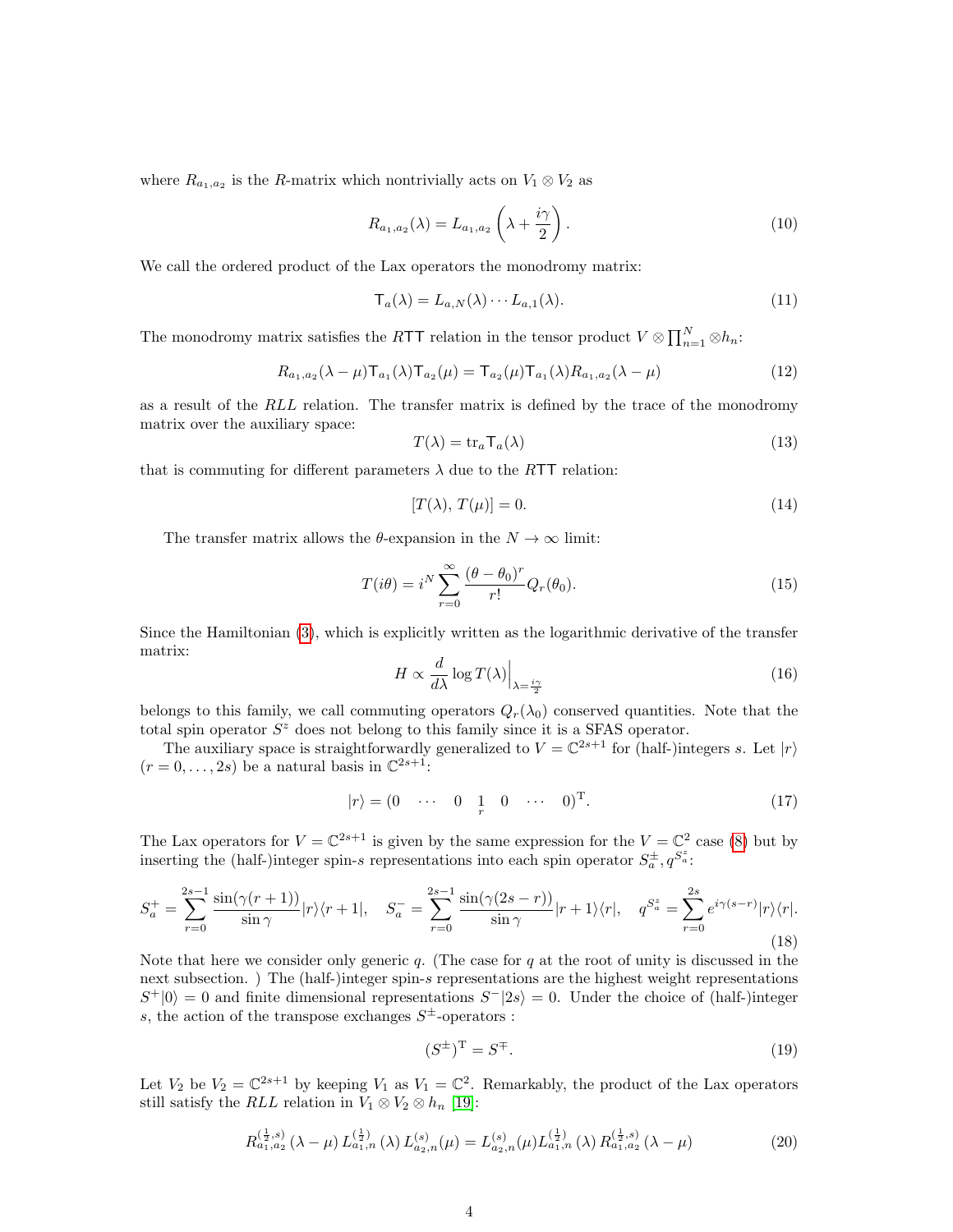where $R_{a_1,a_2}$ is the $R$-matrix which nontrivially acts on $V_1 \otimes V_2$ as

$$R_{a_1,a_2}(\lambda) = L_{a_1,a_2}\left(\lambda + \frac{i\gamma}{2}\right). \tag{10}$$

We call the ordered product of the Lax operators the monodromy matrix:

$$\mathsf{T}_a(\lambda) = L_{a,N}(\lambda)\cdots L_{a,1}(\lambda). \tag{11}$$

The monodromy matrix satisfies the $R\mathsf{TT}$ relation in the tensor product $V \otimes \prod_{n=1}^{N} \otimes h_n$:

$$R_{a_1,a_2}(\lambda-\mu)\mathsf{T}_{a_1}(\lambda)\mathsf{T}_{a_2}(\mu) = \mathsf{T}_{a_2}(\mu)\mathsf{T}_{a_1}(\lambda)R_{a_1,a_2}(\lambda-\mu) \tag{12}$$

as a result of the $RLL$ relation. The transfer matrix is defined by the trace of the monodromy matrix over the auxiliary space:

$$T(\lambda) = \mathrm{tr}_a \mathsf{T}_a(\lambda) \tag{13}$$

that is commuting for different parameters $\lambda$ due to the $R\mathsf{TT}$ relation:

$$[T(\lambda),\, T(\mu)] = 0. \tag{14}$$

The transfer matrix allows the $\theta$-expansion in the $N \to \infty$ limit:

$$T(i\theta) = i^N \sum_{r=0}^{\infty} \frac{(\theta-\theta_0)^r}{r!} Q_r(\theta_0). \tag{15}$$

Since the Hamiltonian (3), which is explicitly written as the logarithmic derivative of the transfer matrix:

$$H \propto \frac{d}{d\lambda} \log T(\lambda)\Big|_{\lambda=\frac{i\gamma}{2}} \tag{16}$$

belongs to this family, we call commuting operators $Q_r(\lambda_0)$ conserved quantities. Note that the total spin operator $S^z$ does not belong to this family since it is a SFAS operator.

The auxiliary space is straightforwardly generalized to $V = \mathbb{C}^{2s+1}$ for (half-)integers $s$. Let $|r\rangle$ $(r = 0, \ldots, 2s)$ be a natural basis in $\mathbb{C}^{2s+1}$:

$$|r\rangle = (0 \quad \cdots \quad 0 \quad \underset{r}{1} \quad 0 \quad \cdots \quad 0)^{\mathrm{T}}. \tag{17}$$

The Lax operators for $V = \mathbb{C}^{2s+1}$ is given by the same expression for the $V = \mathbb{C}^2$ case (8) but by inserting the (half-)integer spin-$s$ representations into each spin operator $S_a^{\pm}, q^{S_a^z}$:

$$S_a^+ = \sum_{r=0}^{2s-1} \frac{\sin(\gamma(r+1))}{\sin\gamma} |r\rangle\langle r+1|, \quad S_a^- = \sum_{r=0}^{2s-1} \frac{\sin(\gamma(2s-r))}{\sin\gamma} |r+1\rangle\langle r|, \quad q^{S_a^z} = \sum_{r=0}^{2s} e^{i\gamma(s-r)} |r\rangle\langle r|. \tag{18}$$

Note that here we consider only generic $q$. (The case for $q$ at the root of unity is discussed in the next subsection. ) The (half-)integer spin-$s$ representations are the highest weight representations $S^+|0\rangle = 0$ and finite dimensional representations $S^-|2s\rangle = 0$. Under the choice of (half-)integer $s$, the action of the transpose exchanges $S^{\pm}$-operators :

$$(S^{\pm})^{\mathrm{T}} = S^{\mp}. \tag{19}$$

Let $V_2$ be $V_2 = \mathbb{C}^{2s+1}$ by keeping $V_1$ as $V_1 = \mathbb{C}^2$. Remarkably, the product of the Lax operators still satisfy the $RLL$ relation in $V_1 \otimes V_2 \otimes h_n$ [19]:

$$R_{a_1,a_2}^{(\frac{1}{2},s)}(\lambda-\mu)\, L_{a_1,n}^{(\frac{1}{2})}(\lambda)\, L_{a_2,n}^{(s)}(\mu) = L_{a_2,n}^{(s)}(\mu) L_{a_1,n}^{(\frac{1}{2})}(\lambda)\, R_{a_1,a_2}^{(\frac{1}{2},s)}(\lambda-\mu) \tag{20}$$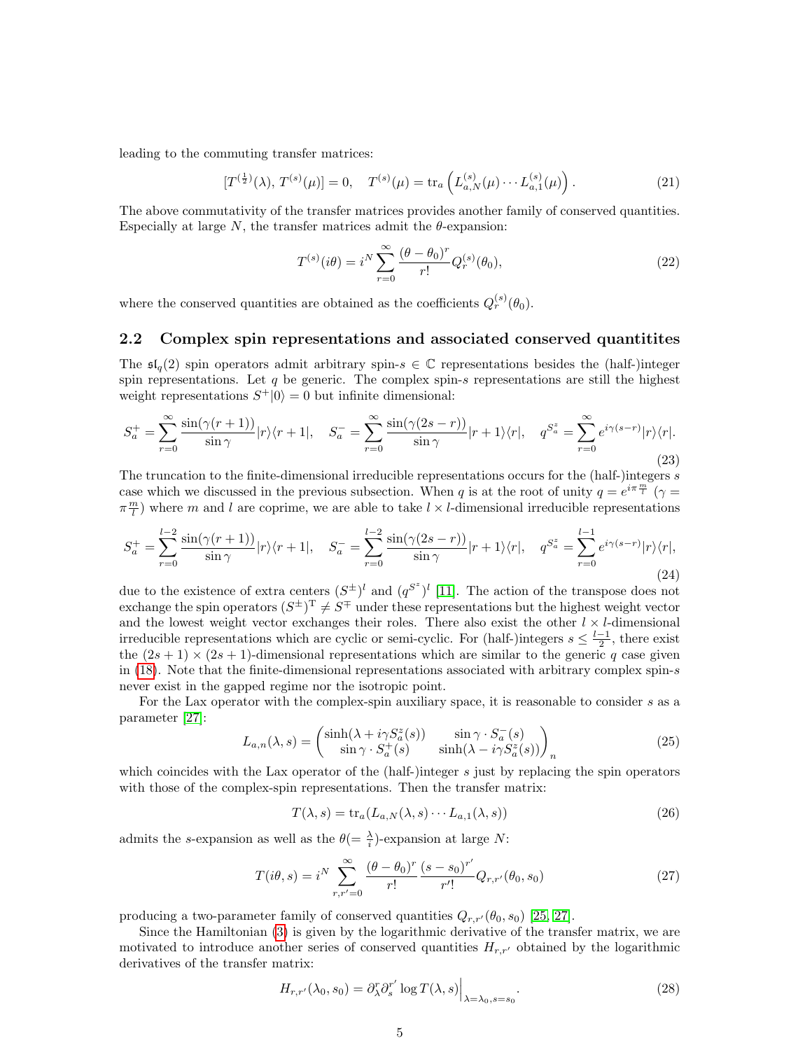leading to the commuting transfer matrices:

$$[T^{(\frac{1}{2})}(\lambda), T^{(s)}(\mu)] = 0, \quad T^{(s)}(\mu) = \mathrm{tr}_a \left( L^{(s)}_{a,N}(\mu) \cdots L^{(s)}_{a,1}(\mu) \right). \tag{21}$$

The above commutativity of the transfer matrices provides another family of conserved quantities. Especially at large $N$, the transfer matrices admit the $\theta$-expansion:

$$T^{(s)}(i\theta) = i^N \sum_{r=0}^{\infty} \frac{(\theta - \theta_0)^r}{r!} Q^{(s)}_r(\theta_0), \tag{22}$$

where the conserved quantities are obtained as the coefficients $Q^{(s)}_r(\theta_0)$.

## 2.2 Complex spin representations and associated conserved quantitites

The $\mathfrak{sl}_q(2)$ spin operators admit arbitrary spin-$s \in \mathbb{C}$ representations besides the (half-)integer spin representations. Let $q$ be generic. The complex spin-$s$ representations are still the highest weight representations $S^+|0\rangle = 0$ but infinite dimensional:

$$S^+_a = \sum_{r=0}^{\infty} \frac{\sin(\gamma(r+1))}{\sin\gamma} |r\rangle\langle r+1|, \quad S^-_a = \sum_{r=0}^{\infty} \frac{\sin(\gamma(2s-r))}{\sin\gamma} |r+1\rangle\langle r|, \quad q^{S^z_a} = \sum_{r=0}^{\infty} e^{i\gamma(s-r)} |r\rangle\langle r|. \tag{23}$$

The truncation to the finite-dimensional irreducible representations occurs for the (half-)integers $s$ case which we discussed in the previous subsection. When $q$ is at the root of unity $q = e^{i\pi\frac{m}{l}}$ ($\gamma = \pi\frac{m}{l}$) where $m$ and $l$ are coprime, we are able to take $l \times l$-dimensional irreducible representations

$$S^+_a = \sum_{r=0}^{l-2} \frac{\sin(\gamma(r+1))}{\sin\gamma} |r\rangle\langle r+1|, \quad S^-_a = \sum_{r=0}^{l-2} \frac{\sin(\gamma(2s-r))}{\sin\gamma} |r+1\rangle\langle r|, \quad q^{S^z_a} = \sum_{r=0}^{l-1} e^{i\gamma(s-r)} |r\rangle\langle r|, \tag{24}$$

due to the existence of extra centers $(S^{\pm})^l$ and $(q^{S^z})^l$ [11]. The action of the transpose does not exchange the spin operators $(S^{\pm})^{\mathrm{T}} \neq S^{\mp}$ under these representations but the highest weight vector and the lowest weight vector exchanges their roles. There also exist the other $l \times l$-dimensional irreducible representations which are cyclic or semi-cyclic. For (half-)integers $s \leq \frac{l-1}{2}$, there exist the $(2s+1) \times (2s+1)$-dimensional representations which are similar to the generic $q$ case given in (18). Note that the finite-dimensional representations associated with arbitrary complex spin-$s$ never exist in the gapped regime nor the isotropic point.

For the Lax operator with the complex-spin auxiliary space, it is reasonable to consider $s$ as a parameter [27]:

$$L_{a,n}(\lambda, s) = \begin{pmatrix} \sinh(\lambda + i\gamma S^z_a(s)) & \sin\gamma \cdot S^-_a(s) \\ \sin\gamma \cdot S^+_a(s) & \sinh(\lambda - i\gamma S^z_a(s)) \end{pmatrix}_n \tag{25}$$

which coincides with the Lax operator of the (half-)integer $s$ just by replacing the spin operators with those of the complex-spin representations. Then the transfer matrix:

$$T(\lambda, s) = \mathrm{tr}_a(L_{a,N}(\lambda, s) \cdots L_{a,1}(\lambda, s)) \tag{26}$$

admits the $s$-expansion as well as the $\theta(= \frac{\lambda}{i})$-expansion at large $N$:

$$T(i\theta, s) = i^N \sum_{r,r'=0}^{\infty} \frac{(\theta - \theta_0)^r}{r!} \frac{(s - s_0)^{r'}}{r'!} Q_{r,r'}(\theta_0, s_0) \tag{27}$$

producing a two-parameter family of conserved quantities $Q_{r,r'}(\theta_0, s_0)$ [25, 27].

Since the Hamiltonian (3) is given by the logarithmic derivative of the transfer matrix, we are motivated to introduce another series of conserved quantities $H_{r,r'}$ obtained by the logarithmic derivatives of the transfer matrix:

$$H_{r,r'}(\lambda_0, s_0) = \partial^r_\lambda \partial^{r'}_s \log T(\lambda, s)\Big|_{\lambda=\lambda_0, s=s_0}. \tag{28}$$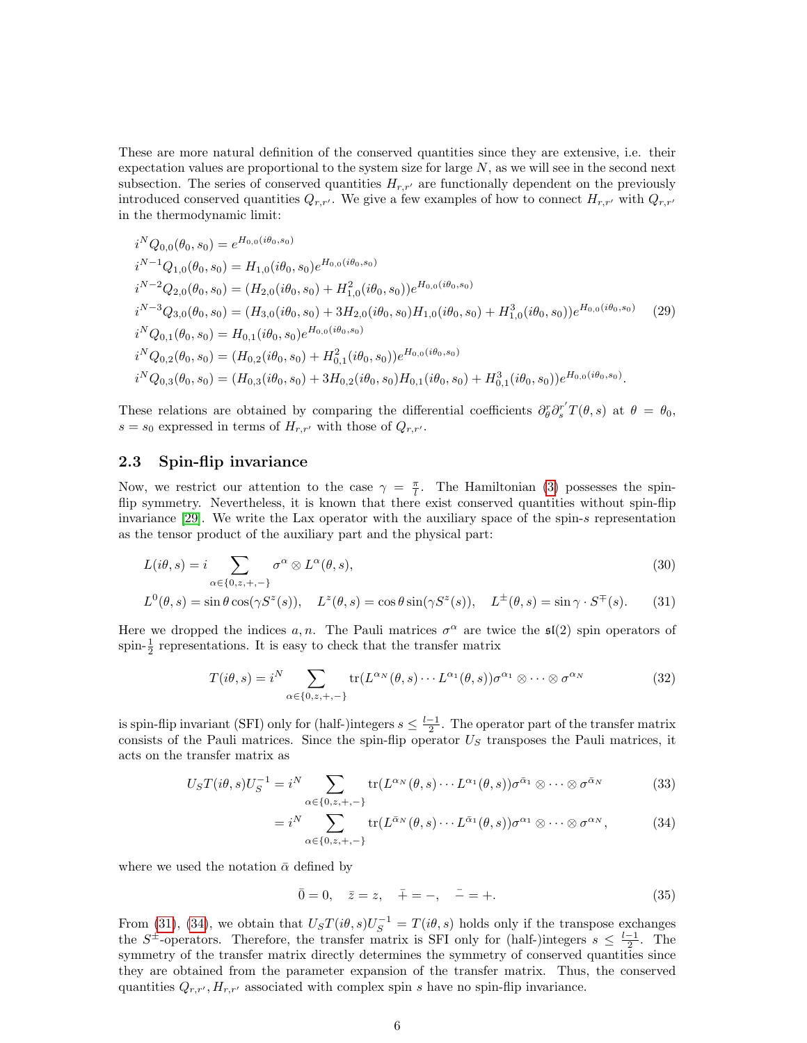These are more natural definition of the conserved quantities since they are extensive, i.e. their expectation values are proportional to the system size for large $N$, as we will see in the second next subsection. The series of conserved quantities $H_{r,r'}$ are functionally dependent on the previously introduced conserved quantities $Q_{r,r'}$. We give a few examples of how to connect $H_{r,r'}$ with $Q_{r,r'}$ in the thermodynamic limit:

$$
\begin{aligned}
&i^N Q_{0,0}(\theta_0, s_0) = e^{H_{0,0}(i\theta_0, s_0)} \\
&i^{N-1} Q_{1,0}(\theta_0, s_0) = H_{1,0}(i\theta_0, s_0) e^{H_{0,0}(i\theta_0, s_0)} \\
&i^{N-2} Q_{2,0}(\theta_0, s_0) = (H_{2,0}(i\theta_0, s_0) + H_{1,0}^2(i\theta_0, s_0)) e^{H_{0,0}(i\theta_0, s_0)} \\
&i^{N-3} Q_{3,0}(\theta_0, s_0) = (H_{3,0}(i\theta_0, s_0) + 3H_{2,0}(i\theta_0, s_0) H_{1,0}(i\theta_0, s_0) + H_{1,0}^3(i\theta_0, s_0)) e^{H_{0,0}(i\theta_0, s_0)} \\
&i^N Q_{0,1}(\theta_0, s_0) = H_{0,1}(i\theta_0, s_0) e^{H_{0,0}(i\theta_0, s_0)} \\
&i^N Q_{0,2}(\theta_0, s_0) = (H_{0,2}(i\theta_0, s_0) + H_{0,1}^2(i\theta_0, s_0)) e^{H_{0,0}(i\theta_0, s_0)} \\
&i^N Q_{0,3}(\theta_0, s_0) = (H_{0,3}(i\theta_0, s_0) + 3H_{0,2}(i\theta_0, s_0) H_{0,1}(i\theta_0, s_0) + H_{0,1}^3(i\theta_0, s_0)) e^{H_{0,0}(i\theta_0, s_0)}.
\end{aligned}
\tag{29}
$$

These relations are obtained by comparing the differential coefficients $\partial_\theta^r \partial_s^{r'} T(\theta, s)$ at $\theta = \theta_0$, $s = s_0$ expressed in terms of $H_{r,r'}$ with those of $Q_{r,r'}$.

## 2.3 Spin-flip invariance

Now, we restrict our attention to the case $\gamma = \frac{\pi}{l}$. The Hamiltonian (3) possesses the spin-flip symmetry. Nevertheless, it is known that there exist conserved quantities without spin-flip invariance [29]. We write the Lax operator with the auxiliary space of the spin-$s$ representation as the tensor product of the auxiliary part and the physical part:

$$
L(i\theta, s) = i \sum_{\alpha \in \{0,z,+,-\}} \sigma^\alpha \otimes L^\alpha(\theta, s), \tag{30}
$$

$$
L^0(\theta, s) = \sin\theta \cos(\gamma S^z(s)), \quad L^z(\theta, s) = \cos\theta \sin(\gamma S^z(s)), \quad L^\pm(\theta, s) = \sin\gamma \cdot S^\mp(s). \tag{31}
$$

Here we dropped the indices $a, n$. The Pauli matrices $\sigma^\alpha$ are twice the $\mathfrak{sl}(2)$ spin operators of spin-$\frac{1}{2}$ representations. It is easy to check that the transfer matrix

$$
T(i\theta, s) = i^N \sum_{\alpha \in \{0,z,+,-\}} \mathrm{tr}(L^{\alpha_N}(\theta, s) \cdots L^{\alpha_1}(\theta, s)) \sigma^{\alpha_1} \otimes \cdots \otimes \sigma^{\alpha_N} \tag{32}
$$

is spin-flip invariant (SFI) only for (half-)integers $s \le \frac{l-1}{2}$. The operator part of the transfer matrix consists of the Pauli matrices. Since the spin-flip operator $U_S$ transposes the Pauli matrices, it acts on the transfer matrix as

$$
U_S T(i\theta, s) U_S^{-1} = i^N \sum_{\alpha \in \{0,z,+,-\}} \mathrm{tr}(L^{\alpha_N}(\theta, s) \cdots L^{\alpha_1}(\theta, s)) \sigma^{\bar{\alpha}_1} \otimes \cdots \otimes \sigma^{\bar{\alpha}_N} \tag{33}
$$

$$
= i^N \sum_{\alpha \in \{0,z,+,-\}} \mathrm{tr}(L^{\bar{\alpha}_N}(\theta, s) \cdots L^{\bar{\alpha}_1}(\theta, s)) \sigma^{\alpha_1} \otimes \cdots \otimes \sigma^{\alpha_N}, \tag{34}
$$

where we used the notation $\bar{\alpha}$ defined by

$$
\bar{0} = 0, \quad \bar{z} = z, \quad \bar{+} = -, \quad \bar{-} = +. \tag{35}
$$

From (31), (34), we obtain that $U_S T(i\theta, s) U_S^{-1} = T(i\theta, s)$ holds only if the transpose exchanges the $S^\pm$-operators. Therefore, the transfer matrix is SFI only for (half-)integers $s \le \frac{l-1}{2}$. The symmetry of the transfer matrix directly determines the symmetry of conserved quantities since they are obtained from the parameter expansion of the transfer matrix. Thus, the conserved quantities $Q_{r,r'}, H_{r,r'}$ associated with complex spin $s$ have no spin-flip invariance.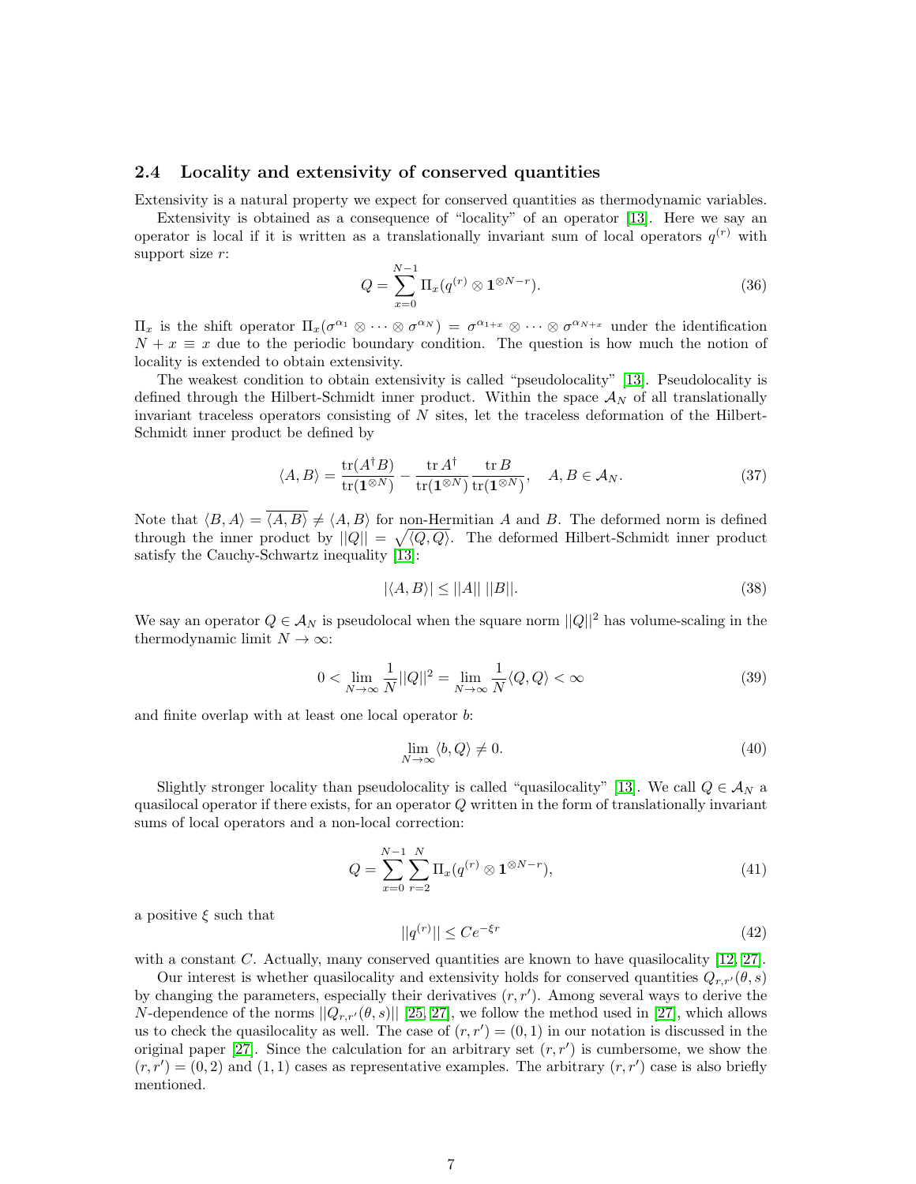### 2.4 Locality and extensivity of conserved quantities

Extensivity is a natural property we expect for conserved quantities as thermodynamic variables.

Extensivity is obtained as a consequence of "locality" of an operator [13]. Here we say an operator is local if it is written as a translationally invariant sum of local operators $q^{(r)}$ with support size $r$:

$$Q = \sum_{x=0}^{N-1} \Pi_x(q^{(r)} \otimes \mathbf{1}^{\otimes N-r}). \tag{36}$$

$\Pi_x$ is the shift operator $\Pi_x(\sigma^{\alpha_1} \otimes \cdots \otimes \sigma^{\alpha_N}) = \sigma^{\alpha_{1+x}} \otimes \cdots \otimes \sigma^{\alpha_{N+x}}$ under the identification $N + x \equiv x$ due to the periodic boundary condition. The question is how much the notion of locality is extended to obtain extensivity.

The weakest condition to obtain extensivity is called "pseudolocality" [13]. Pseudolocality is defined through the Hilbert-Schmidt inner product. Within the space $\mathcal{A}_N$ of all translationally invariant traceless operators consisting of $N$ sites, let the traceless deformation of the Hilbert-Schmidt inner product be defined by

$$\langle A, B \rangle = \frac{\mathrm{tr}(A^\dagger B)}{\mathrm{tr}(\mathbf{1}^{\otimes N})} - \frac{\mathrm{tr}\, A^\dagger}{\mathrm{tr}(\mathbf{1}^{\otimes N})} \frac{\mathrm{tr}\, B}{\mathrm{tr}(\mathbf{1}^{\otimes N})}, \quad A, B \in \mathcal{A}_N. \tag{37}$$

Note that $\langle B, A \rangle = \overline{\langle A, B \rangle} \neq \langle A, B \rangle$ for non-Hermitian $A$ and $B$. The deformed norm is defined through the inner product by $||Q|| = \sqrt{\langle Q, Q \rangle}$. The deformed Hilbert-Schmidt inner product satisfy the Cauchy-Schwartz inequality [13]:

$$|\langle A, B \rangle| \leq ||A||\, ||B||. \tag{38}$$

We say an operator $Q \in \mathcal{A}_N$ is pseudolocal when the square norm $||Q||^2$ has volume-scaling in the thermodynamic limit $N \to \infty$:

$$0 < \lim_{N\to\infty} \frac{1}{N} ||Q||^2 = \lim_{N\to\infty} \frac{1}{N} \langle Q, Q \rangle < \infty \tag{39}$$

and finite overlap with at least one local operator $b$:

$$\lim_{N\to\infty} \langle b, Q \rangle \neq 0. \tag{40}$$

Slightly stronger locality than pseudolocality is called "quasilocality" [13]. We call $Q \in \mathcal{A}_N$ a quasilocal operator if there exists, for an operator $Q$ written in the form of translationally invariant sums of local operators and a non-local correction:

$$Q = \sum_{x=0}^{N-1} \sum_{r=2}^{N} \Pi_x(q^{(r)} \otimes \mathbf{1}^{\otimes N-r}), \tag{41}$$

a positive $\xi$ such that

$$||q^{(r)}|| \leq C e^{-\xi r} \tag{42}$$

with a constant $C$. Actually, many conserved quantities are known to have quasilocality [12, 27].

Our interest is whether quasilocality and extensivity holds for conserved quantities $Q_{r,r'}(\theta, s)$ by changing the parameters, especially their derivatives $(r, r')$. Among several ways to derive the $N$-dependence of the norms $||Q_{r,r'}(\theta, s)||$ [25, 27], we follow the method used in [27], which allows us to check the quasilocality as well. The case of $(r, r') = (0, 1)$ in our notation is discussed in the original paper [27]. Since the calculation for an arbitrary set $(r, r')$ is cumbersome, we show the $(r, r') = (0, 2)$ and $(1, 1)$ cases as representative examples. The arbitrary $(r, r')$ case is also briefly mentioned.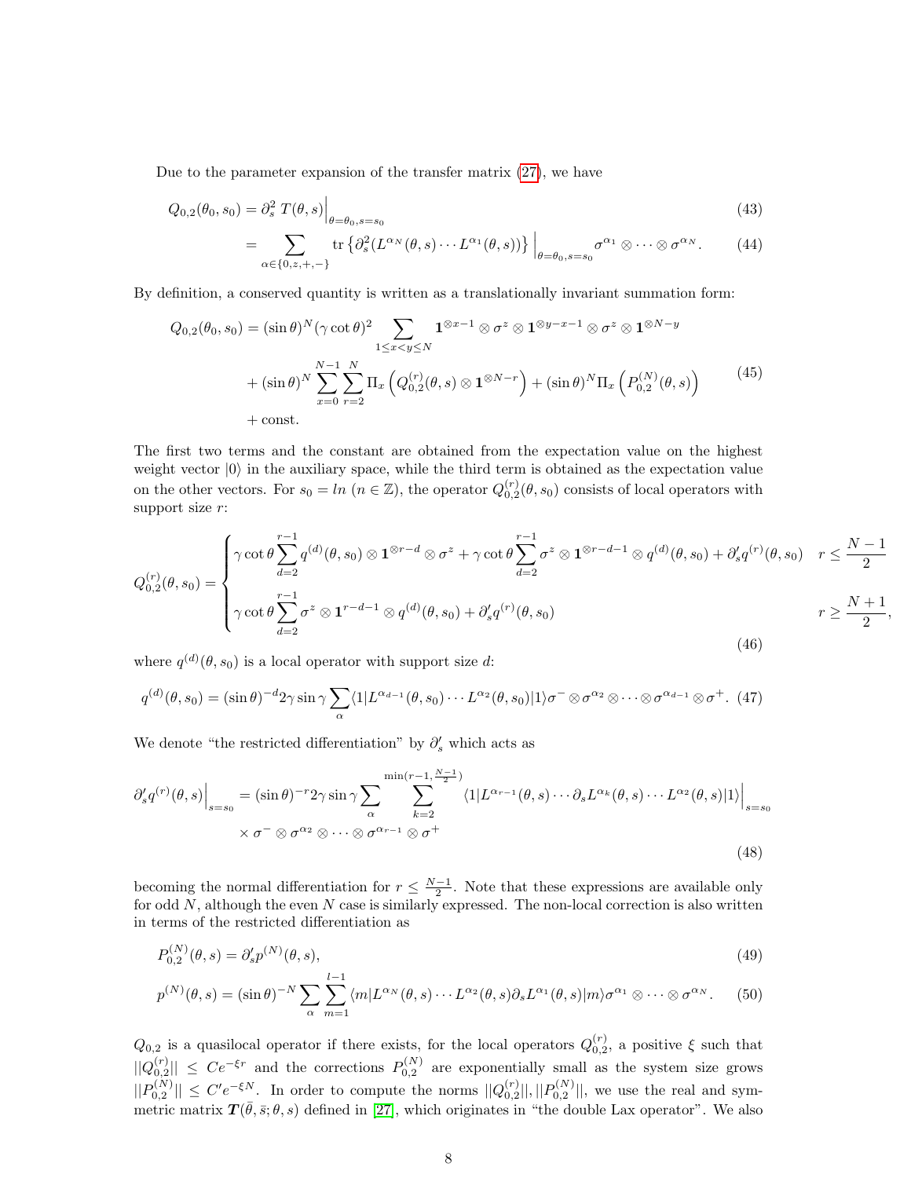Due to the parameter expansion of the transfer matrix (27), we have

$$
\begin{aligned}
Q_{0,2}(\theta_0, s_0) &= \partial_s^2 \, T(\theta, s)\Big|_{\theta=\theta_0, s=s_0} && (43)\\
&= \sum_{\alpha \in \{0,z,+,-\}} \mathrm{tr}\left\{\partial_s^2 (L^{\alpha_N}(\theta, s) \cdots L^{\alpha_1}(\theta, s))\right\}\Big|_{\theta=\theta_0, s=s_0} \sigma^{\alpha_1} \otimes \cdots \otimes \sigma^{\alpha_N}. && (44)
\end{aligned}
$$

By definition, a conserved quantity is written as a translationally invariant summation form:

$$
\begin{aligned}
Q_{0,2}(\theta_0, s_0) &= (\sin\theta)^N (\gamma \cot\theta)^2 \sum_{1 \le x < y \le N} \mathbf{1}^{\otimes x-1} \otimes \sigma^z \otimes \mathbf{1}^{\otimes y-x-1} \otimes \sigma^z \otimes \mathbf{1}^{\otimes N-y} \\
&+ (\sin\theta)^N \sum_{x=0}^{N-1} \sum_{r=2}^{N} \Pi_x \left( Q_{0,2}^{(r)}(\theta, s) \otimes \mathbf{1}^{\otimes N-r} \right) + (\sin\theta)^N \Pi_x \left( P_{0,2}^{(N)}(\theta, s) \right) \\
&+ \text{const.}
\end{aligned}
\tag{45}
$$

The first two terms and the constant are obtained from the expectation value on the highest weight vector $|0\rangle$ in the auxiliary space, while the third term is obtained as the expectation value on the other vectors. For $s_0 = ln \ (n \in \mathbb{Z})$, the operator $Q_{0,2}^{(r)}(\theta, s_0)$ consists of local operators with support size $r$:

$$
Q_{0,2}^{(r)}(\theta, s_0) = \begin{cases}
\gamma \cot\theta \displaystyle\sum_{d=2}^{r-1} q^{(d)}(\theta, s_0) \otimes \mathbf{1}^{\otimes r-d} \otimes \sigma^z + \gamma \cot\theta \sum_{d=2}^{r-1} \sigma^z \otimes \mathbf{1}^{\otimes r-d-1} \otimes q^{(d)}(\theta, s_0) + \partial_s' q^{(r)}(\theta, s_0) & r \le \dfrac{N-1}{2} \\[2ex]
\gamma \cot\theta \displaystyle\sum_{d=2}^{r-1} \sigma^z \otimes \mathbf{1}^{r-d-1} \otimes q^{(d)}(\theta, s_0) + \partial_s' q^{(r)}(\theta, s_0) & r \ge \dfrac{N+1}{2},
\end{cases}
\tag{46}
$$

where $q^{(d)}(\theta, s_0)$ is a local operator with support size $d$:

$$
q^{(d)}(\theta, s_0) = (\sin\theta)^{-d} 2\gamma \sin\gamma \sum_{\alpha} \langle 1 | L^{\alpha_{d-1}}(\theta, s_0) \cdots L^{\alpha_2}(\theta, s_0) | 1 \rangle \sigma^- \otimes \sigma^{\alpha_2} \otimes \cdots \otimes \sigma^{\alpha_{d-1}} \otimes \sigma^+. \tag{47}
$$

We denote "the restricted differentiation" by $\partial_s'$ which acts as

$$
\begin{aligned}
\partial_s' q^{(r)}(\theta, s)\Big|_{s=s_0} &= (\sin\theta)^{-r} 2\gamma \sin\gamma \sum_{\alpha} \sum_{k=2}^{\min(r-1, \frac{N-1}{2})} \langle 1 | L^{\alpha_{r-1}}(\theta, s) \cdots \partial_s L^{\alpha_k}(\theta, s) \cdots L^{\alpha_2}(\theta, s) | 1 \rangle\Big|_{s=s_0} \\
&\times \sigma^- \otimes \sigma^{\alpha_2} \otimes \cdots \otimes \sigma^{\alpha_{r-1}} \otimes \sigma^+
\end{aligned}
\tag{48}
$$

becoming the normal differentiation for $r \le \frac{N-1}{2}$. Note that these expressions are available only for odd $N$, although the even $N$ case is similarly expressed. The non-local correction is also written in terms of the restricted differentiation as

$$
\begin{aligned}
P_{0,2}^{(N)}(\theta, s) &= \partial_s' p^{(N)}(\theta, s), && (49)\\
p^{(N)}(\theta, s) &= (\sin\theta)^{-N} \sum_{\alpha} \sum_{m=1}^{l-1} \langle m | L^{\alpha_N}(\theta, s) \cdots L^{\alpha_2}(\theta, s) \partial_s L^{\alpha_1}(\theta, s) | m \rangle \sigma^{\alpha_1} \otimes \cdots \otimes \sigma^{\alpha_N}. && (50)
\end{aligned}
$$

$Q_{0,2}$ is a quasilocal operator if there exists, for the local operators $Q_{0,2}^{(r)}$, a positive $\xi$ such that $||Q_{0,2}^{(r)}|| \le C e^{-\xi r}$ and the corrections $P_{0,2}^{(N)}$ are exponentially small as the system size grows $||P_{0,2}^{(N)}|| \le C' e^{-\xi N}$. In order to compute the norms $||Q_{0,2}^{(r)}||, ||P_{0,2}^{(N)}||$, we use the real and symmetric matrix $\boldsymbol{T}(\bar{\theta}, \bar{s}; \theta, s)$ defined in [27], which originates in "the double Lax operator". We also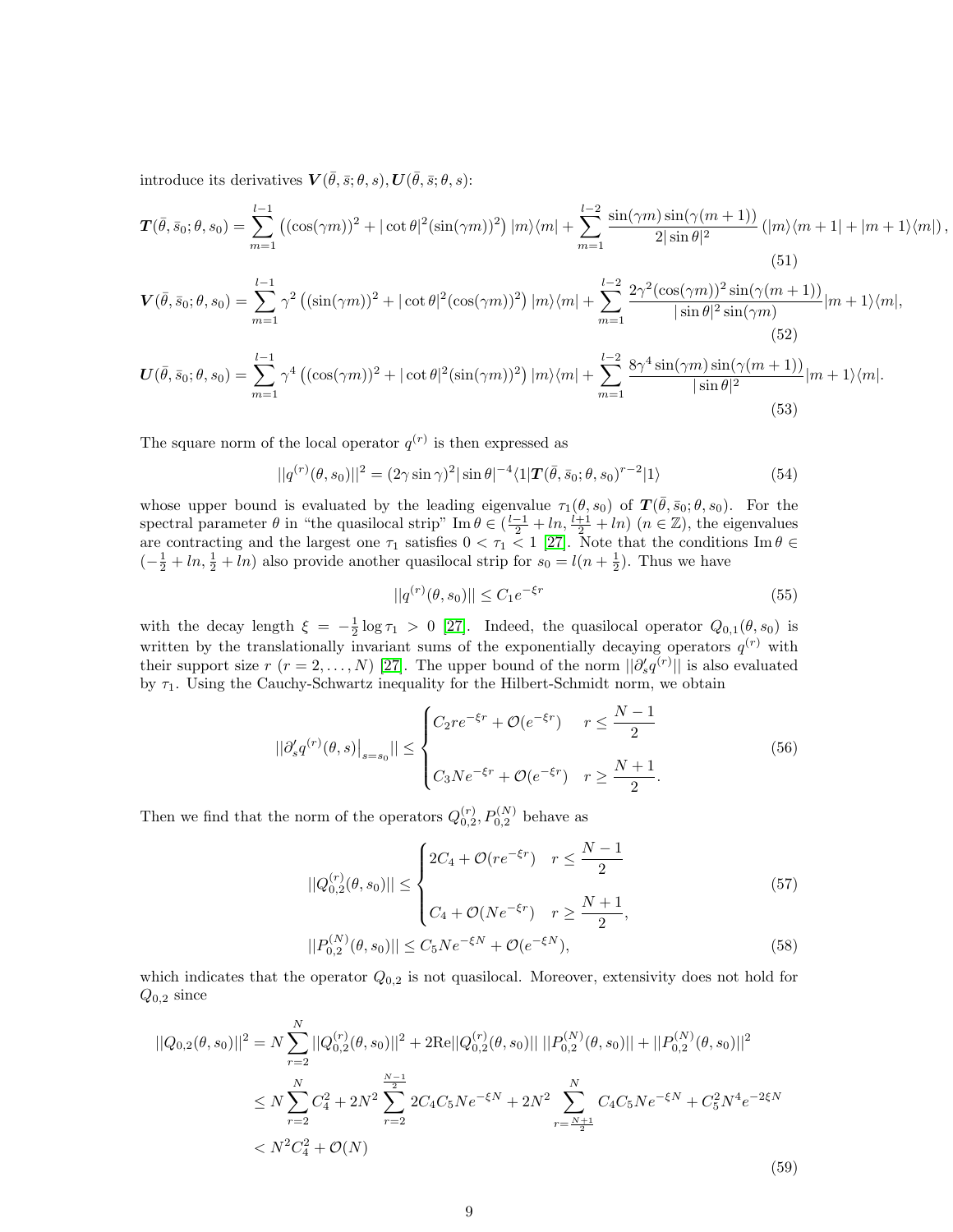introduce its derivatives $\boldsymbol{V}(\bar{\theta}, \bar{s}; \theta, s), \boldsymbol{U}(\bar{\theta}, \bar{s}; \theta, s)$:

$$
\boldsymbol{T}(\bar{\theta}, \bar{s}_0; \theta, s_0) = \sum_{m=1}^{l-1} \left( (\cos(\gamma m))^2 + |\cot\theta|^2 (\sin(\gamma m))^2 \right) |m\rangle\langle m| + \sum_{m=1}^{l-2} \frac{\sin(\gamma m)\sin(\gamma(m+1))}{2|\sin\theta|^2} \left( |m\rangle\langle m+1| + |m+1\rangle\langle m| \right), \tag{51}
$$

$$
\boldsymbol{V}(\bar{\theta}, \bar{s}_0; \theta, s_0) = \sum_{m=1}^{l-1} \gamma^2 \left( (\sin(\gamma m))^2 + |\cot\theta|^2 (\cos(\gamma m))^2 \right) |m\rangle\langle m| + \sum_{m=1}^{l-2} \frac{2\gamma^2 (\cos(\gamma m))^2 \sin(\gamma(m+1))}{|\sin\theta|^2 \sin(\gamma m)} |m+1\rangle\langle m|, \tag{52}
$$

$$
\boldsymbol{U}(\bar{\theta}, \bar{s}_0; \theta, s_0) = \sum_{m=1}^{l-1} \gamma^4 \left( (\cos(\gamma m))^2 + |\cot\theta|^2 (\sin(\gamma m))^2 \right) |m\rangle\langle m| + \sum_{m=1}^{l-2} \frac{8\gamma^4 \sin(\gamma m)\sin(\gamma(m+1))}{|\sin\theta|^2} |m+1\rangle\langle m|. \tag{53}
$$

The square norm of the local operator $q^{(r)}$ is then expressed as

$$
||q^{(r)}(\theta, s_0)||^2 = (2\gamma \sin\gamma)^2 |\sin\theta|^{-4} \langle 1| \boldsymbol{T}(\bar{\theta}, \bar{s}_0; \theta, s_0)^{r-2} |1\rangle \tag{54}
$$

whose upper bound is evaluated by the leading eigenvalue $\tau_1(\theta, s_0)$ of $\boldsymbol{T}(\bar{\theta}, \bar{s}_0; \theta, s_0)$. For the spectral parameter $\theta$ in "the quasilocal strip" $\mathrm{Im}\,\theta \in (\frac{l-1}{2} + ln, \frac{l+1}{2} + ln)$ $(n \in \mathbb{Z})$, the eigenvalues are contracting and the largest one $\tau_1$ satisfies $0 < \tau_1 < 1$ [27]. Note that the conditions $\mathrm{Im}\,\theta \in (-\frac{1}{2} + ln, \frac{1}{2} + ln)$ also provide another quasilocal strip for $s_0 = l(n + \frac{1}{2})$. Thus we have

$$
||q^{(r)}(\theta, s_0)|| \le C_1 e^{-\xi r} \tag{55}
$$

with the decay length $\xi = -\frac{1}{2}\log\tau_1 > 0$ [27]. Indeed, the quasilocal operator $Q_{0,1}(\theta, s_0)$ is written by the translationally invariant sums of the exponentially decaying operators $q^{(r)}$ with their support size $r$ $(r = 2, \ldots, N)$ [27]. The upper bound of the norm $||\partial_s' q^{(r)}||$ is also evaluated by $\tau_1$. Using the Cauchy-Schwartz inequality for the Hilbert-Schmidt norm, we obtain

$$
||\partial_s' q^{(r)}(\theta, s)\big|_{s=s_0}|| \le \begin{cases} C_2 r e^{-\xi r} + \mathcal{O}(e^{-\xi r}) & r \le \dfrac{N-1}{2} \\[2ex] C_3 N e^{-\xi r} + \mathcal{O}(e^{-\xi r}) & r \ge \dfrac{N+1}{2}. \end{cases} \tag{56}
$$

Then we find that the norm of the operators $Q_{0,2}^{(r)}, P_{0,2}^{(N)}$ behave as

$$
||Q_{0,2}^{(r)}(\theta, s_0)|| \le \begin{cases} 2C_4 + \mathcal{O}(r e^{-\xi r}) & r \le \dfrac{N-1}{2} \\[2ex] C_4 + \mathcal{O}(N e^{-\xi r}) & r \ge \dfrac{N+1}{2}, \end{cases} \tag{57}
$$

$$
||P_{0,2}^{(N)}(\theta, s_0)|| \le C_5 N e^{-\xi N} + \mathcal{O}(e^{-\xi N}), \tag{58}
$$

which indicates that the operator $Q_{0,2}$ is not quasilocal. Moreover, extensivity does not hold for $Q_{0,2}$ since

$$
\begin{aligned}
||Q_{0,2}(\theta, s_0)||^2 &= N \sum_{r=2}^{N} ||Q_{0,2}^{(r)}(\theta, s_0)||^2 + 2\mathrm{Re}||Q_{0,2}^{(r)}(\theta, s_0)||\, ||P_{0,2}^{(N)}(\theta, s_0)|| + ||P_{0,2}^{(N)}(\theta, s_0)||^2 \\
&\le N \sum_{r=2}^{N} C_4^2 + 2N^2 \sum_{r=2}^{\frac{N-1}{2}} 2C_4 C_5 N e^{-\xi N} + 2N^2 \sum_{r=\frac{N+1}{2}}^{N} C_4 C_5 N e^{-\xi N} + C_5^2 N^4 e^{-2\xi N} \\
&< N^2 C_4^2 + \mathcal{O}(N)
\end{aligned} \tag{59}
$$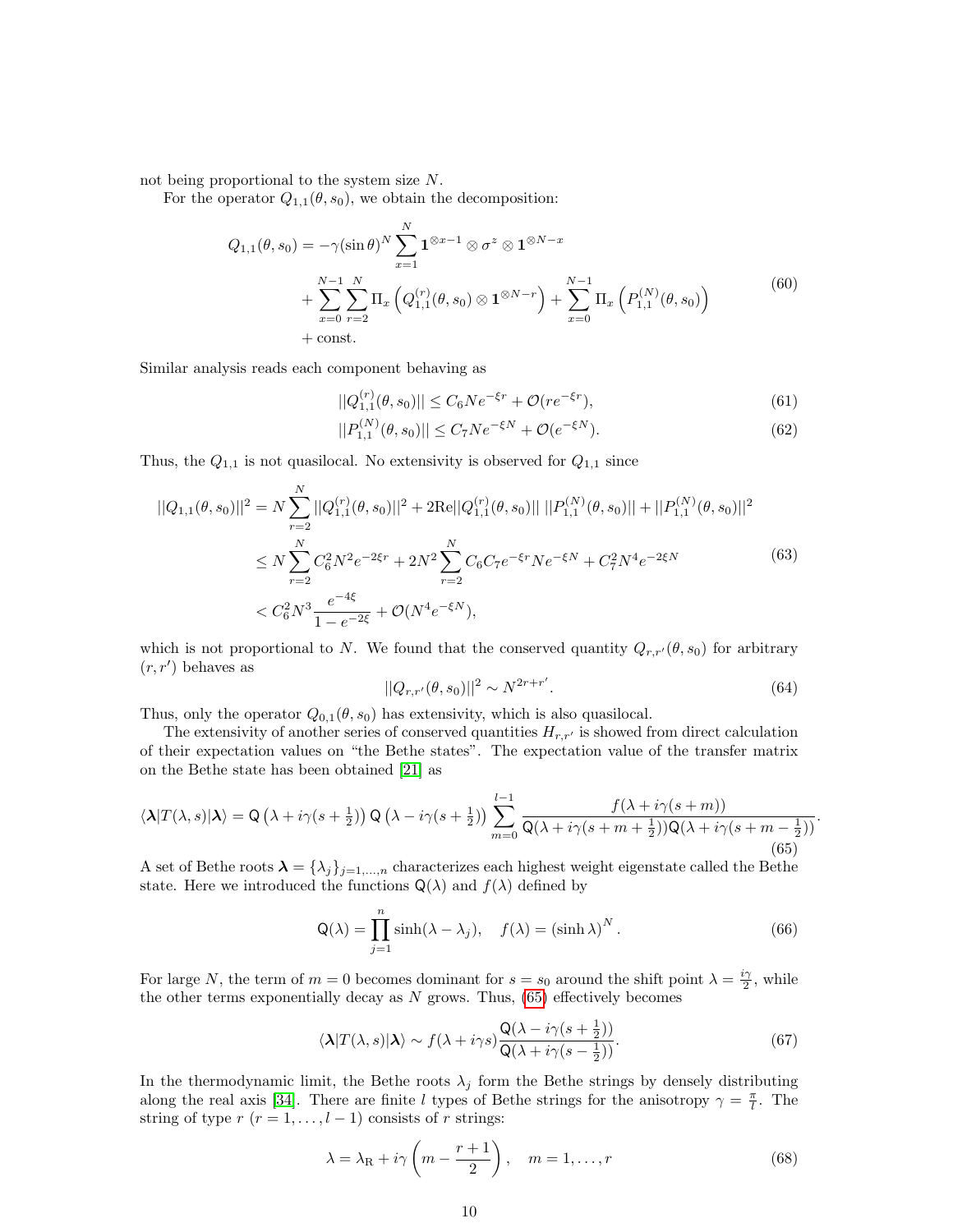not being proportional to the system size $N$.

For the operator $Q_{1,1}(\theta, s_0)$, we obtain the decomposition:

$$
\begin{aligned}
Q_{1,1}(\theta, s_0) = &-\gamma(\sin\theta)^N \sum_{x=1}^{N} \mathbf{1}^{\otimes x-1} \otimes \sigma^z \otimes \mathbf{1}^{\otimes N-x} \\
&+ \sum_{x=0}^{N-1}\sum_{r=2}^{N} \Pi_x \left( Q_{1,1}^{(r)}(\theta, s_0) \otimes \mathbf{1}^{\otimes N-r} \right) + \sum_{x=0}^{N-1} \Pi_x \left( P_{1,1}^{(N)}(\theta, s_0) \right) \\
&+ \text{const.}
\end{aligned}
\tag{60}
$$

Similar analysis reads each component behaving as

$$
||Q_{1,1}^{(r)}(\theta, s_0)|| \le C_6 N e^{-\xi r} + \mathcal{O}(r e^{-\xi r}), \tag{61}
$$

$$
||P_{1,1}^{(N)}(\theta, s_0)|| \le C_7 N e^{-\xi N} + \mathcal{O}(e^{-\xi N}). \tag{62}
$$

Thus, the $Q_{1,1}$ is not quasilocal. No extensivity is observed for $Q_{1,1}$ since

$$
\begin{aligned}
||Q_{1,1}(\theta, s_0)||^2 &= N \sum_{r=2}^{N} ||Q_{1,1}^{(r)}(\theta, s_0)||^2 + 2\mathrm{Re}||Q_{1,1}^{(r)}(\theta, s_0)||\, ||P_{1,1}^{(N)}(\theta, s_0)|| + ||P_{1,1}^{(N)}(\theta, s_0)||^2 \\
&\le N \sum_{r=2}^{N} C_6^2 N^2 e^{-2\xi r} + 2N^2 \sum_{r=2}^{N} C_6 C_7 e^{-\xi r} N e^{-\xi N} + C_7^2 N^4 e^{-2\xi N} \\
&< C_6^2 N^3 \frac{e^{-4\xi}}{1 - e^{-2\xi}} + \mathcal{O}(N^4 e^{-\xi N}),
\end{aligned}
\tag{63}
$$

which is not proportional to $N$. We found that the conserved quantity $Q_{r,r'}(\theta, s_0)$ for arbitrary $(r, r')$ behaves as

$$
||Q_{r,r'}(\theta, s_0)||^2 \sim N^{2r+r'}. \tag{64}
$$

Thus, only the operator $Q_{0,1}(\theta, s_0)$ has extensivity, which is also quasilocal.

The extensivity of another series of conserved quantities $H_{r,r'}$ is showed from direct calculation of their expectation values on "the Bethe states". The expectation value of the transfer matrix on the Bethe state has been obtained [21] as

$$
\langle \boldsymbol{\lambda} | T(\lambda, s) | \boldsymbol{\lambda} \rangle = \mathsf{Q}\left(\lambda + i\gamma(s + \tfrac{1}{2})\right) \mathsf{Q}\left(\lambda - i\gamma(s + \tfrac{1}{2})\right) \sum_{m=0}^{l-1} \frac{f(\lambda + i\gamma(s+m))}{\mathsf{Q}(\lambda + i\gamma(s+m+\frac{1}{2}))\mathsf{Q}(\lambda + i\gamma(s+m-\frac{1}{2}))}. \tag{65}
$$

A set of Bethe roots $\boldsymbol{\lambda} = \{\lambda_j\}_{j=1,\ldots,n}$ characterizes each highest weight eigenstate called the Bethe state. Here we introduced the functions $\mathsf{Q}(\lambda)$ and $f(\lambda)$ defined by

$$
\mathsf{Q}(\lambda) = \prod_{j=1}^{n} \sinh(\lambda - \lambda_j), \quad f(\lambda) = (\sinh\lambda)^N. \tag{66}
$$

For large $N$, the term of $m = 0$ becomes dominant for $s = s_0$ around the shift point $\lambda = \frac{i\gamma}{2}$, while the other terms exponentially decay as $N$ grows. Thus, (65) effectively becomes

$$
\langle \boldsymbol{\lambda} | T(\lambda, s) | \boldsymbol{\lambda} \rangle \sim f(\lambda + i\gamma s) \frac{\mathsf{Q}(\lambda - i\gamma(s + \frac{1}{2}))}{\mathsf{Q}(\lambda + i\gamma(s - \frac{1}{2}))}. \tag{67}
$$

In the thermodynamic limit, the Bethe roots $\lambda_j$ form the Bethe strings by densely distributing along the real axis [34]. There are finite $l$ types of Bethe strings for the anisotropy $\gamma = \frac{\pi}{l}$. The string of type $r$ ($r = 1, \ldots, l-1$) consists of $r$ strings:

$$
\lambda = \lambda_{\mathrm{R}} + i\gamma\left(m - \frac{r+1}{2}\right), \quad m = 1, \ldots, r \tag{68}
$$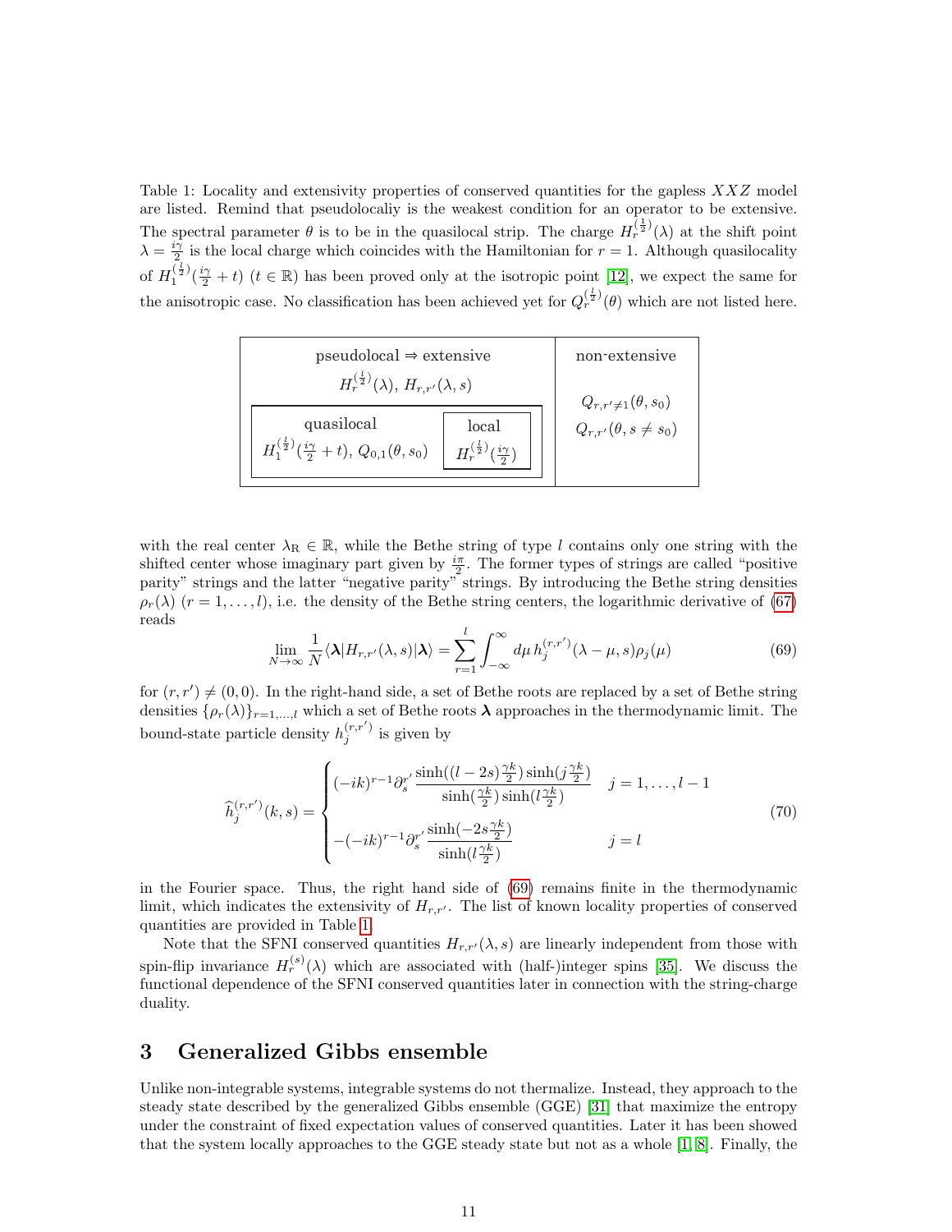Table 1: Locality and extensivity properties of conserved quantities for the gapless $XXZ$ model are listed. Remind that pseudolocaliy is the weakest condition for an operator to be extensive. The spectral parameter $\theta$ is to be in the quasilocal strip. The charge $H_r^{(\frac{l}{2})}(\lambda)$ at the shift point $\lambda = \frac{i\gamma}{2}$ is the local charge which coincides with the Hamiltonian for $r = 1$. Although quasilocality of $H_1^{(\frac{l}{2})}(\frac{i\gamma}{2} + t)$ ($t \in \mathbb{R}$) has been proved only at the isotropic point [12], we expect the same for the anisotropic case. No classification has been achieved yet for $Q_r^{(\frac{l}{2})}(\theta)$ which are not listed here.

| pseudolocal ⇒ extensive | | non-extensive |
|---|---|---|
| $H_r^{(\frac{l}{2})}(\lambda)$, $H_{r,r'}(\lambda, s)$ | | $Q_{r,r'\neq 1}(\theta, s_0)$ |
| quasilocal: $H_1^{(\frac{l}{2})}(\frac{i\gamma}{2} + t)$, $Q_{0,1}(\theta, s_0)$ | local: $H_r^{(\frac{l}{2})}(\frac{i\gamma}{2})$ | $Q_{r,r'}(\theta, s \neq s_0)$ |

with the real center $\lambda_{\mathrm{R}} \in \mathbb{R}$, while the Bethe string of type $l$ contains only one string with the shifted center whose imaginary part given by $\frac{i\pi}{2}$. The former types of strings are called "positive parity" strings and the latter "negative parity" strings. By introducing the Bethe string densities $\rho_r(\lambda)$ ($r = 1, \ldots, l$), i.e. the density of the Bethe string centers, the logarithmic derivative of (67) reads

$$\lim_{N\to\infty} \frac{1}{N} \langle \boldsymbol{\lambda} | H_{r,r'}(\lambda, s) | \boldsymbol{\lambda} \rangle = \sum_{r=1}^{l} \int_{-\infty}^{\infty} d\mu \, h_j^{(r,r')}(\lambda - \mu, s) \rho_j(\mu) \tag{69}$$

for $(r, r') \neq (0, 0)$. In the right-hand side, a set of Bethe roots are replaced by a set of Bethe string densities $\{\rho_r(\lambda)\}_{r=1,\ldots,l}$ which a set of Bethe roots $\boldsymbol{\lambda}$ approaches in the thermodynamic limit. The bound-state particle density $h_j^{(r,r')}$ is given by

$$\widehat{h}_j^{(r,r')}(k, s) = \begin{cases} (-ik)^{r-1} \partial_s^{r'} \dfrac{\sinh((l - 2s)\frac{\gamma k}{2}) \sinh(j\frac{\gamma k}{2})}{\sinh(\frac{\gamma k}{2}) \sinh(l\frac{\gamma k}{2})} & j = 1, \ldots, l - 1 \\ -(-ik)^{r-1} \partial_s^{r'} \dfrac{\sinh(-2s\frac{\gamma k}{2})}{\sinh(l\frac{\gamma k}{2})} & j = l \end{cases} \tag{70}$$

in the Fourier space. Thus, the right hand side of (69) remains finite in the thermodynamic limit, which indicates the extensivity of $H_{r,r'}$. The list of known locality properties of conserved quantities are provided in Table 1.

Note that the SFNI conserved quantities $H_{r,r'}(\lambda, s)$ are linearly independent from those with spin-flip invariance $H_r^{(s)}(\lambda)$ which are associated with (half-)integer spins [35]. We discuss the functional dependence of the SFNI conserved quantities later in connection with the string-charge duality.

## 3 Generalized Gibbs ensemble

Unlike non-integrable systems, integrable systems do not thermalize. Instead, they approach to the steady state described by the generalized Gibbs ensemble (GGE) [31] that maximize the entropy under the constraint of fixed expectation values of conserved quantities. Later it has been showed that the system locally approaches to the GGE steady state but not as a whole [1, 8]. Finally, the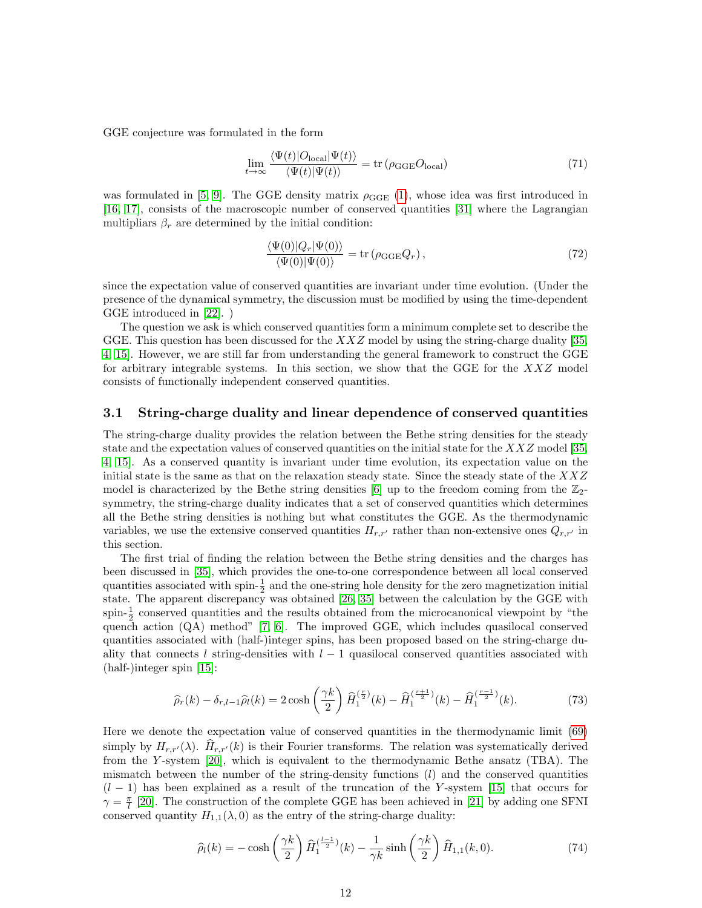GGE conjecture was formulated in the form

$$\lim_{t\to\infty} \frac{\langle \Psi(t)|O_{\rm local}|\Psi(t)\rangle}{\langle \Psi(t)|\Psi(t)\rangle} = \mathrm{tr}\left(\rho_{\rm GGE} O_{\rm local}\right) \tag{71}$$

was formulated in [5, 9]. The GGE density matrix $\rho_{\rm GGE}$ (1), whose idea was first introduced in [16, 17], consists of the macroscopic number of conserved quantities [31] where the Lagrangian multipliars $\beta_r$ are determined by the initial condition:

$$\frac{\langle \Psi(0)|Q_r|\Psi(0)\rangle}{\langle \Psi(0)|\Psi(0)\rangle} = \mathrm{tr}\left(\rho_{\rm GGE} Q_r\right), \tag{72}$$

since the expectation value of conserved quantities are invariant under time evolution. (Under the presence of the dynamical symmetry, the discussion must be modified by using the time-dependent GGE introduced in [22]. )

The question we ask is which conserved quantities form a minimum complete set to describe the GGE. This question has been discussed for the $XXZ$ model by using the string-charge duality [35, 4, 15]. However, we are still far from understanding the general framework to construct the GGE for arbitrary integrable systems. In this section, we show that the GGE for the $XXZ$ model consists of functionally independent conserved quantities.

### 3.1 String-charge duality and linear dependence of conserved quantities

The string-charge duality provides the relation between the Bethe string densities for the steady state and the expectation values of conserved quantities on the initial state for the $XXZ$ model [35, 4, 15]. As a conserved quantity is invariant under time evolution, its expectation value on the initial state is the same as that on the relaxation steady state. Since the steady state of the $XXZ$ model is characterized by the Bethe string densities [6] up to the freedom coming from the $\mathbb{Z}_2$-symmetry, the string-charge duality indicates that a set of conserved quantities which determines all the Bethe string densities is nothing but what constitutes the GGE. As the thermodynamic variables, we use the extensive conserved quantities $H_{r,r'}$ rather than non-extensive ones $Q_{r,r'}$ in this section.

The first trial of finding the relation between the Bethe string densities and the charges has been discussed in [35], which provides the one-to-one correspondence between all local conserved quantities associated with spin-$\frac{1}{2}$ and the one-string hole density for the zero magnetization initial state. The apparent discrepancy was obtained [26, 35] between the calculation by the GGE with spin-$\frac{1}{2}$ conserved quantities and the results obtained from the microcanonical viewpoint by "the quench action (QA) method" [7, 6]. The improved GGE, which includes quasilocal conserved quantities associated with (half-)integer spins, has been proposed based on the string-charge duality that connects $l$ string-densities with $l-1$ quasilocal conserved quantities associated with (half-)integer spin [15]:

$$\widehat{\rho}_r(k) - \delta_{r,l-1}\widehat{\rho}_l(k) = 2\cosh\left(\frac{\gamma k}{2}\right)\widehat{H}_1^{(\frac{r}{2})}(k) - \widehat{H}_1^{(\frac{r+1}{2})}(k) - \widehat{H}_1^{(\frac{r-1}{2})}(k). \tag{73}$$

Here we denote the expectation value of conserved quantities in the thermodynamic limit (69) simply by $H_{r,r'}(\lambda)$. $\widehat{H}_{r,r'}(k)$ is their Fourier transforms. The relation was systematically derived from the $Y$-system [20], which is equivalent to the thermodynamic Bethe ansatz (TBA). The mismatch between the number of the string-density functions ($l$) and the conserved quantities ($l-1$) has been explained as a result of the truncation of the $Y$-system [15] that occurs for $\gamma = \frac{\pi}{l}$ [20]. The construction of the complete GGE has been achieved in [21] by adding one SFNI conserved quantity $H_{1,1}(\lambda, 0)$ as the entry of the string-charge duality:

$$\widehat{\rho}_l(k) = -\cosh\left(\frac{\gamma k}{2}\right)\widehat{H}_1^{(\frac{l-1}{2})}(k) - \frac{1}{\gamma k}\sinh\left(\frac{\gamma k}{2}\right)\widehat{H}_{1,1}(k, 0). \tag{74}$$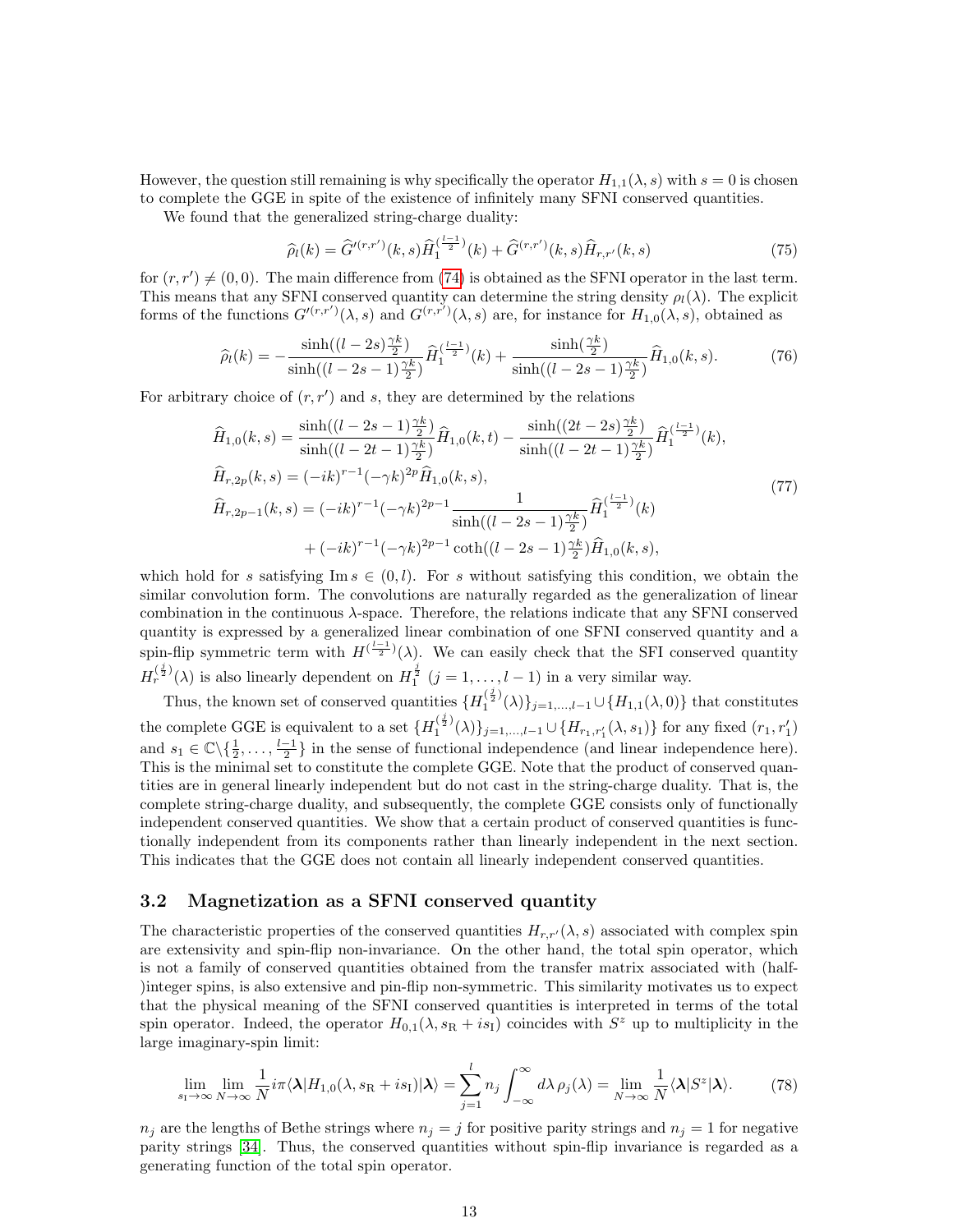However, the question still remaining is why specifically the operator $H_{1,1}(\lambda, s)$ with $s = 0$ is chosen to complete the GGE in spite of the existence of infinitely many SFNI conserved quantities.

We found that the generalized string-charge duality:

$$\widehat{\rho}_l(k) = \widehat{G}'^{(r,r')}(k,s)\widehat{H}_1^{(\frac{l-1}{2})}(k) + \widehat{G}^{(r,r')}(k,s)\widehat{H}_{r,r'}(k,s) \tag{75}$$

for $(r, r') \neq (0, 0)$. The main difference from (74) is obtained as the SFNI operator in the last term. This means that any SFNI conserved quantity can determine the string density $\rho_l(\lambda)$. The explicit forms of the functions $G'^{(r,r')}(\lambda, s)$ and $G^{(r,r')}(\lambda, s)$ are, for instance for $H_{1,0}(\lambda, s)$, obtained as

$$\widehat{\rho}_l(k) = -\frac{\sinh((l-2s)\frac{\gamma k}{2})}{\sinh((l-2s-1)\frac{\gamma k}{2})}\widehat{H}_1^{(\frac{l-1}{2})}(k) + \frac{\sinh(\frac{\gamma k}{2})}{\sinh((l-2s-1)\frac{\gamma k}{2})}\widehat{H}_{1,0}(k,s). \tag{76}$$

For arbitrary choice of $(r, r')$ and $s$, they are determined by the relations

$$\begin{aligned}
\widehat{H}_{1,0}(k,s) &= \frac{\sinh((l-2s-1)\frac{\gamma k}{2})}{\sinh((l-2t-1)\frac{\gamma k}{2})}\widehat{H}_{1,0}(k,t) - \frac{\sinh((2t-2s)\frac{\gamma k}{2})}{\sinh((l-2t-1)\frac{\gamma k}{2})}\widehat{H}_1^{(\frac{l-1}{2})}(k), \\
\widehat{H}_{r,2p}(k,s) &= (-ik)^{r-1}(-\gamma k)^{2p}\widehat{H}_{1,0}(k,s), \\
\widehat{H}_{r,2p-1}(k,s) &= (-ik)^{r-1}(-\gamma k)^{2p-1}\frac{1}{\sinh((l-2s-1)\frac{\gamma k}{2})}\widehat{H}_1^{(\frac{l-1}{2})}(k) \\
&\quad + (-ik)^{r-1}(-\gamma k)^{2p-1}\coth((l-2s-1)\tfrac{\gamma k}{2})\widehat{H}_{1,0}(k,s),
\end{aligned} \tag{77}$$

which hold for $s$ satisfying $\mathrm{Im}\, s \in (0, l)$. For $s$ without satisfying this condition, we obtain the similar convolution form. The convolutions are naturally regarded as the generalization of linear combination in the continuous $\lambda$-space. Therefore, the relations indicate that any SFNI conserved quantity is expressed by a generalized linear combination of one SFNI conserved quantity and a spin-flip symmetric term with $H^{(\frac{l-1}{2})}(\lambda)$. We can easily check that the SFI conserved quantity $H_r^{(\frac{j}{2})}(\lambda)$ is also linearly dependent on $H_1^{\frac{j}{2}}$ $(j = 1, \ldots, l-1)$ in a very similar way.

Thus, the known set of conserved quantities $\{H_1^{(\frac{j}{2})}(\lambda)\}_{j=1,\ldots,l-1} \cup \{H_{1,1}(\lambda, 0)\}$ that constitutes the complete GGE is equivalent to a set $\{H_1^{(\frac{j}{2})}(\lambda)\}_{j=1,\ldots,l-1} \cup \{H_{r_1,r_1'}(\lambda, s_1)\}$ for any fixed $(r_1, r_1')$ and $s_1 \in \mathbb{C}\backslash\{\frac{1}{2}, \ldots, \frac{l-1}{2}\}$ in the sense of functional independence (and linear independence here). This is the minimal set to constitute the complete GGE. Note that the product of conserved quantities are in general linearly independent but do not cast in the string-charge duality. That is, the complete string-charge duality, and subsequently, the complete GGE consists only of functionally independent conserved quantities. We show that a certain product of conserved quantities is functionally independent from its components rather than linearly independent in the next section. This indicates that the GGE does not contain all linearly independent conserved quantities.

### 3.2 Magnetization as a SFNI conserved quantity

The characteristic properties of the conserved quantities $H_{r,r'}(\lambda, s)$ associated with complex spin are extensivity and spin-flip non-invariance. On the other hand, the total spin operator, which is not a family of conserved quantities obtained from the transfer matrix associated with (half-)integer spins, is also extensive and pin-flip non-symmetric. This similarity motivates us to expect that the physical meaning of the SFNI conserved quantities is interpreted in terms of the total spin operator. Indeed, the operator $H_{0,1}(\lambda, s_{\mathrm{R}} + is_{\mathrm{I}})$ coincides with $S^z$ up to multiplicity in the large imaginary-spin limit:

$$\lim_{s_{\mathrm{I}}\to\infty}\lim_{N\to\infty}\frac{1}{N}i\pi\langle\boldsymbol{\lambda}|H_{1,0}(\lambda, s_{\mathrm{R}} + is_{\mathrm{I}})|\boldsymbol{\lambda}\rangle = \sum_{j=1}^{l} n_j \int_{-\infty}^{\infty} d\lambda\, \rho_j(\lambda) = \lim_{N\to\infty}\frac{1}{N}\langle\boldsymbol{\lambda}|S^z|\boldsymbol{\lambda}\rangle. \tag{78}$$

$n_j$ are the lengths of Bethe strings where $n_j = j$ for positive parity strings and $n_j = 1$ for negative parity strings [34]. Thus, the conserved quantities without spin-flip invariance is regarded as a generating function of the total spin operator.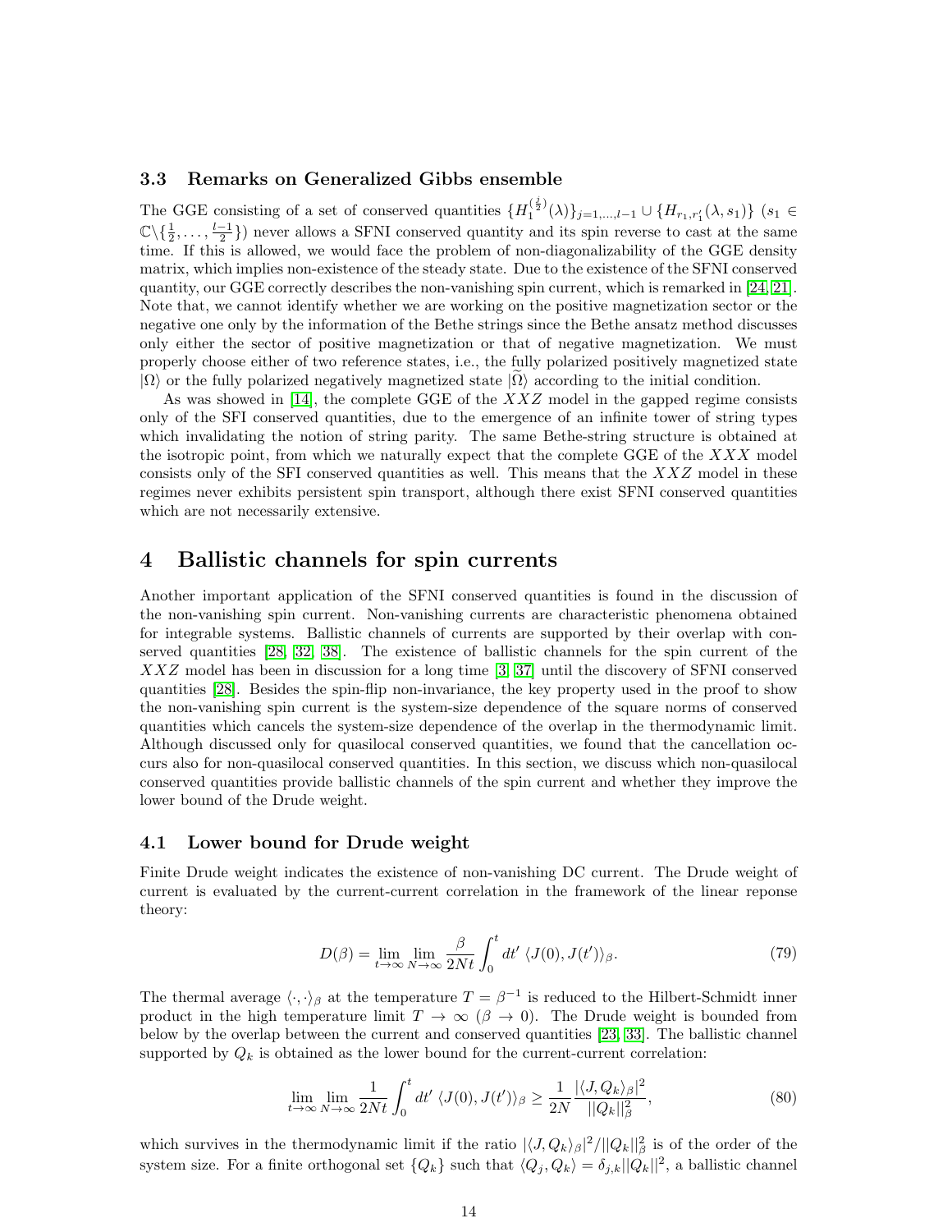### 3.3 Remarks on Generalized Gibbs ensemble

The GGE consisting of a set of conserved quantities $\{H_1^{(\frac{j}{2})}(\lambda)\}_{j=1,\dots,l-1} \cup \{H_{r_1,r_1'}(\lambda, s_1)\}$ ($s_1 \in \mathbb{C}\backslash\{\frac{1}{2},\dots,\frac{l-1}{2}\}$) never allows a SFNI conserved quantity and its spin reverse to cast at the same time. If this is allowed, we would face the problem of non-diagonalizability of the GGE density matrix, which implies non-existence of the steady state. Due to the existence of the SFNI conserved quantity, our GGE correctly describes the non-vanishing spin current, which is remarked in [24, 21]. Note that, we cannot identify whether we are working on the positive magnetization sector or the negative one only by the information of the Bethe strings since the Bethe ansatz method discusses only either the sector of positive magnetization or that of negative magnetization. We must properly choose either of two reference states, i.e., the fully polarized positively magnetized state $|\Omega\rangle$ or the fully polarized negatively magnetized state $|\widetilde{\Omega}\rangle$ according to the initial condition.

As was showed in [14], the complete GGE of the $XXZ$ model in the gapped regime consists only of the SFI conserved quantities, due to the emergence of an infinite tower of string types which invalidating the notion of string parity. The same Bethe-string structure is obtained at the isotropic point, from which we naturally expect that the complete GGE of the $XXX$ model consists only of the SFI conserved quantities as well. This means that the $XXZ$ model in these regimes never exhibits persistent spin transport, although there exist SFNI conserved quantities which are not necessarily extensive.

## 4 Ballistic channels for spin currents

Another important application of the SFNI conserved quantities is found in the discussion of the non-vanishing spin current. Non-vanishing currents are characteristic phenomena obtained for integrable systems. Ballistic channels of currents are supported by their overlap with conserved quantities [28, 32, 38]. The existence of ballistic channels for the spin current of the $XXZ$ model has been in discussion for a long time [3, 37] until the discovery of SFNI conserved quantities [28]. Besides the spin-flip non-invariance, the key property used in the proof to show the non-vanishing spin current is the system-size dependence of the square norms of conserved quantities which cancels the system-size dependence of the overlap in the thermodynamic limit. Although discussed only for quasilocal conserved quantities, we found that the cancellation occurs also for non-quasilocal conserved quantities. In this section, we discuss which non-quasilocal conserved quantities provide ballistic channels of the spin current and whether they improve the lower bound of the Drude weight.

### 4.1 Lower bound for Drude weight

Finite Drude weight indicates the existence of non-vanishing DC current. The Drude weight of current is evaluated by the current-current correlation in the framework of the linear reponse theory:

$$D(\beta) = \lim_{t\to\infty} \lim_{N\to\infty} \frac{\beta}{2Nt} \int_0^t dt' \, \langle J(0), J(t') \rangle_\beta. \tag{79}$$

The thermal average $\langle \cdot, \cdot \rangle_\beta$ at the temperature $T = \beta^{-1}$ is reduced to the Hilbert-Schmidt inner product in the high temperature limit $T \to \infty$ ($\beta \to 0$). The Drude weight is bounded from below by the overlap between the current and conserved quantities [23, 33]. The ballistic channel supported by $Q_k$ is obtained as the lower bound for the current-current correlation:

$$\lim_{t\to\infty} \lim_{N\to\infty} \frac{1}{2Nt} \int_0^t dt' \, \langle J(0), J(t') \rangle_\beta \geq \frac{1}{2N} \frac{|\langle J, Q_k \rangle_\beta|^2}{||Q_k||_\beta^2}, \tag{80}$$

which survives in the thermodynamic limit if the ratio $|\langle J, Q_k \rangle_\beta|^2 / ||Q_k||_\beta^2$ is of the order of the system size. For a finite orthogonal set $\{Q_k\}$ such that $\langle Q_j, Q_k \rangle = \delta_{j,k} ||Q_k||^2$, a ballistic channel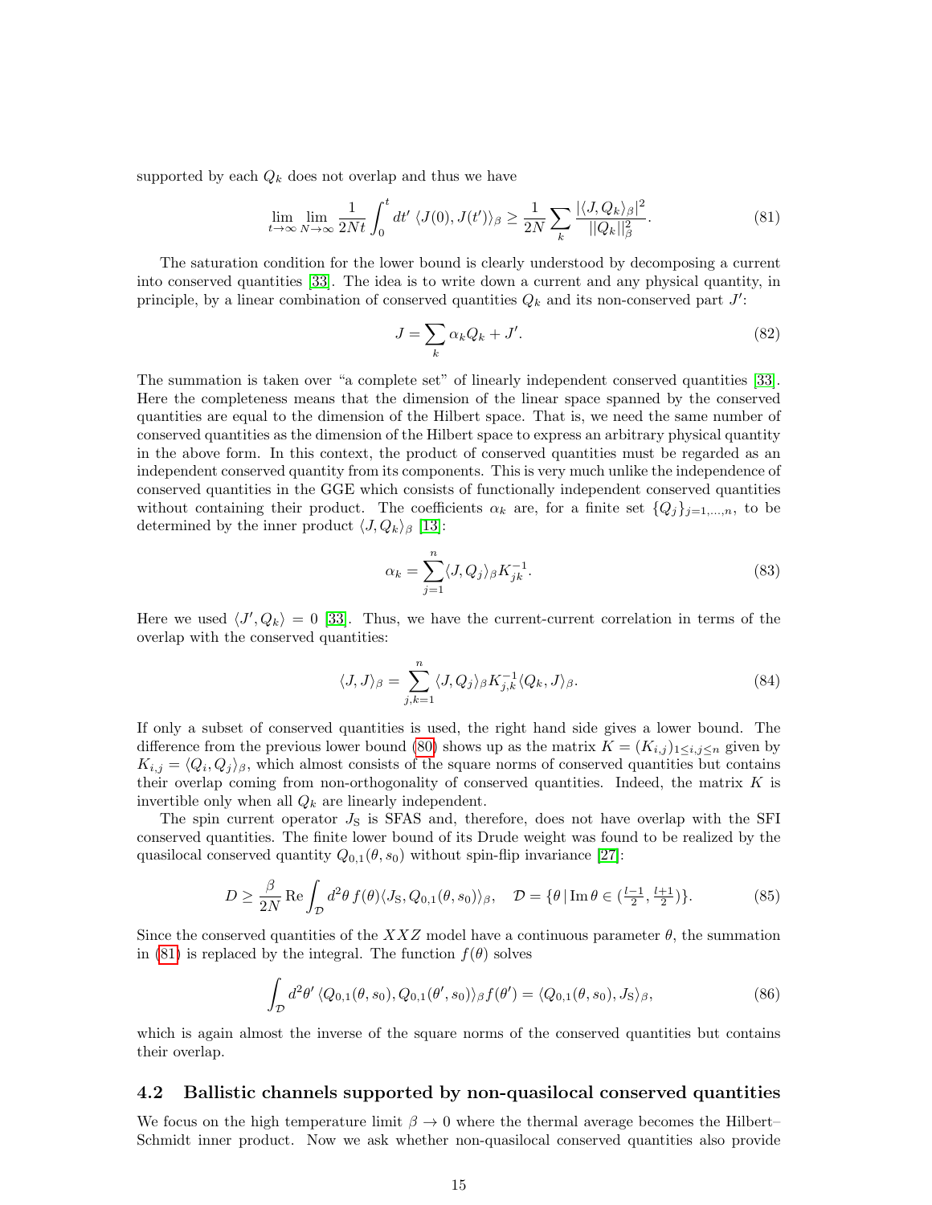supported by each $Q_k$ does not overlap and thus we have

$$\lim_{t\to\infty}\lim_{N\to\infty}\frac{1}{2Nt}\int_0^t dt'\,\langle J(0),J(t')\rangle_\beta \geq \frac{1}{2N}\sum_k \frac{|\langle J,Q_k\rangle_\beta|^2}{||Q_k||_\beta^2}. \tag{81}$$

The saturation condition for the lower bound is clearly understood by decomposing a current into conserved quantities [33]. The idea is to write down a current and any physical quantity, in principle, by a linear combination of conserved quantities $Q_k$ and its non-conserved part $J'$:

$$J = \sum_k \alpha_k Q_k + J'. \tag{82}$$

The summation is taken over "a complete set" of linearly independent conserved quantities [33]. Here the completeness means that the dimension of the linear space spanned by the conserved quantities are equal to the dimension of the Hilbert space. That is, we need the same number of conserved quantities as the dimension of the Hilbert space to express an arbitrary physical quantity in the above form. In this context, the product of conserved quantities must be regarded as an independent conserved quantity from its components. This is very much unlike the independence of conserved quantities in the GGE which consists of functionally independent conserved quantities without containing their product. The coefficients $\alpha_k$ are, for a finite set $\{Q_j\}_{j=1,\dots,n}$, to be determined by the inner product $\langle J,Q_k\rangle_\beta$ [13]:

$$\alpha_k = \sum_{j=1}^n \langle J,Q_j\rangle_\beta K^{-1}_{jk}. \tag{83}$$

Here we used $\langle J',Q_k\rangle = 0$ [33]. Thus, we have the current-current correlation in terms of the overlap with the conserved quantities:

$$\langle J,J\rangle_\beta = \sum_{j,k=1}^n \langle J,Q_j\rangle_\beta K^{-1}_{j,k}\langle Q_k,J\rangle_\beta. \tag{84}$$

If only a subset of conserved quantities is used, the right hand side gives a lower bound. The difference from the previous lower bound (80) shows up as the matrix $K = (K_{i,j})_{1\leq i,j\leq n}$ given by $K_{i,j} = \langle Q_i,Q_j\rangle_\beta$, which almost consists of the square norms of conserved quantities but contains their overlap coming from non-orthogonality of conserved quantities. Indeed, the matrix $K$ is invertible only when all $Q_k$ are linearly independent.

The spin current operator $J_{\mathrm{S}}$ is SFAS and, therefore, does not have overlap with the SFI conserved quantities. The finite lower bound of its Drude weight was found to be realized by the quasilocal conserved quantity $Q_{0,1}(\theta,s_0)$ without spin-flip invariance [27]:

$$D \geq \frac{\beta}{2N}\,\mathrm{Re}\int_{\mathcal{D}} d^2\theta\, f(\theta)\langle J_{\mathrm{S}},Q_{0,1}(\theta,s_0)\rangle_\beta, \quad \mathcal{D} = \{\theta\,|\,\mathrm{Im}\,\theta \in (\tfrac{l-1}{2},\tfrac{l+1}{2})\}. \tag{85}$$

Since the conserved quantities of the $XXZ$ model have a continuous parameter $\theta$, the summation in (81) is replaced by the integral. The function $f(\theta)$ solves

$$\int_{\mathcal{D}} d^2\theta'\,\langle Q_{0,1}(\theta,s_0),Q_{0,1}(\theta',s_0)\rangle_\beta f(\theta') = \langle Q_{0,1}(\theta,s_0),J_{\mathrm{S}}\rangle_\beta, \tag{86}$$

which is again almost the inverse of the square norms of the conserved quantities but contains their overlap.

## 4.2 Ballistic channels supported by non-quasilocal conserved quantities

We focus on the high temperature limit $\beta\to 0$ where the thermal average becomes the Hilbert–Schmidt inner product. Now we ask whether non-quasilocal conserved quantities also provide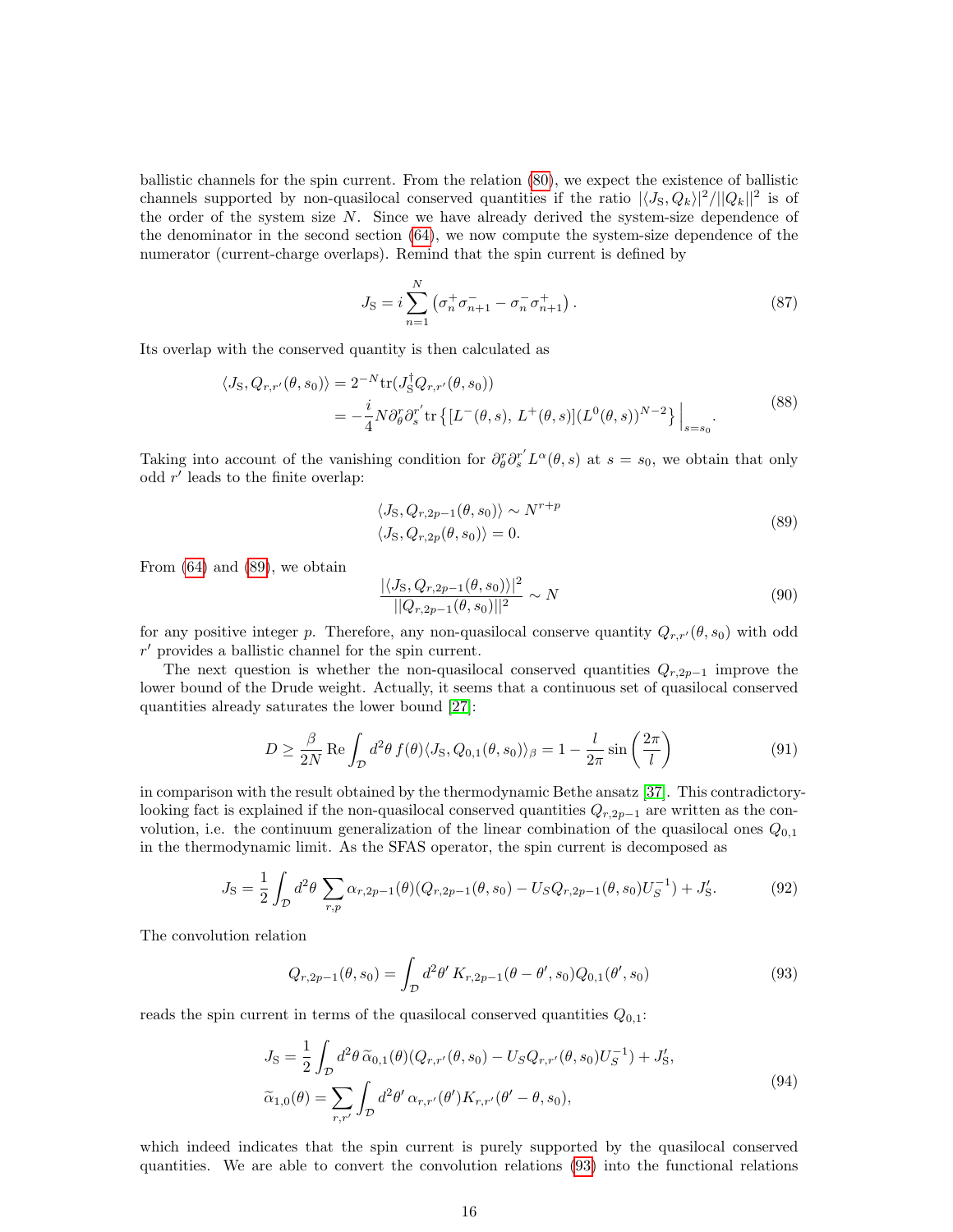ballistic channels for the spin current. From the relation (80), we expect the existence of ballistic channels supported by non-quasilocal conserved quantities if the ratio $|\langle J_{\rm S}, Q_k\rangle|^2/||Q_k||^2$ is of the order of the system size $N$. Since we have already derived the system-size dependence of the denominator in the second section (64), we now compute the system-size dependence of the numerator (current-charge overlaps). Remind that the spin current is defined by

$$
J_{\rm S} = i\sum_{n=1}^{N}\left(\sigma_n^+\sigma_{n+1}^- - \sigma_n^-\sigma_{n+1}^+\right). \tag{87}
$$

Its overlap with the conserved quantity is then calculated as

$$
\begin{aligned}
\langle J_{\rm S}, Q_{r,r'}(\theta,s_0)\rangle &= 2^{-N}{\rm tr}(J_{\rm S}^\dagger Q_{r,r'}(\theta,s_0)) \\
&= -\frac{i}{4}N\partial_\theta^r\partial_s^{r'}{\rm tr}\left\{[L^-(\theta,s),\, L^+(\theta,s)](L^0(\theta,s))^{N-2}\right\}\Big|_{s=s_0}.
\end{aligned} \tag{88}
$$

Taking into account of the vanishing condition for $\partial_\theta^r\partial_s^{r'}L^\alpha(\theta,s)$ at $s=s_0$, we obtain that only odd $r'$ leads to the finite overlap:

$$
\begin{aligned}
&\langle J_{\rm S}, Q_{r,2p-1}(\theta,s_0)\rangle \sim N^{r+p} \\
&\langle J_{\rm S}, Q_{r,2p}(\theta,s_0)\rangle = 0.
\end{aligned} \tag{89}
$$

From (64) and (89), we obtain

$$
\frac{|\langle J_{\rm S}, Q_{r,2p-1}(\theta,s_0)\rangle|^2}{||Q_{r,2p-1}(\theta,s_0)||^2} \sim N \tag{90}
$$

for any positive integer $p$. Therefore, any non-quasilocal conserve quantity $Q_{r,r'}(\theta,s_0)$ with odd $r'$ provides a ballistic channel for the spin current.

The next question is whether the non-quasilocal conserved quantities $Q_{r,2p-1}$ improve the lower bound of the Drude weight. Actually, it seems that a continuous set of quasilocal conserved quantities already saturates the lower bound [27]:

$$
D \geq \frac{\beta}{2N}\,{\rm Re}\int_{\mathcal{D}} d^2\theta\, f(\theta)\langle J_{\rm S}, Q_{0,1}(\theta,s_0)\rangle_\beta = 1 - \frac{l}{2\pi}\sin\left(\frac{2\pi}{l}\right) \tag{91}
$$

in comparison with the result obtained by the thermodynamic Bethe ansatz [37]. This contradictory-looking fact is explained if the non-quasilocal conserved quantities $Q_{r,2p-1}$ are written as the convolution, i.e. the continuum generalization of the linear combination of the quasilocal ones $Q_{0,1}$ in the thermodynamic limit. As the SFAS operator, the spin current is decomposed as

$$
J_{\rm S} = \frac{1}{2}\int_{\mathcal{D}} d^2\theta \sum_{r,p}\alpha_{r,2p-1}(\theta)(Q_{r,2p-1}(\theta,s_0) - U_S Q_{r,2p-1}(\theta,s_0)U_S^{-1}) + J_{\rm S}'. \tag{92}
$$

The convolution relation

$$
Q_{r,2p-1}(\theta,s_0) = \int_{\mathcal{D}} d^2\theta'\, K_{r,2p-1}(\theta-\theta',s_0)Q_{0,1}(\theta',s_0) \tag{93}
$$

reads the spin current in terms of the quasilocal conserved quantities $Q_{0,1}$:

$$
\begin{aligned}
J_{\rm S} &= \frac{1}{2}\int_{\mathcal{D}} d^2\theta\, \widetilde{\alpha}_{0,1}(\theta)(Q_{r,r'}(\theta,s_0) - U_S Q_{r,r'}(\theta,s_0)U_S^{-1}) + J_{\rm S}', \\
\widetilde{\alpha}_{1,0}(\theta) &= \sum_{r,r'}\int_{\mathcal{D}} d^2\theta'\, \alpha_{r,r'}(\theta')K_{r,r'}(\theta'-\theta,s_0),
\end{aligned} \tag{94}
$$

which indeed indicates that the spin current is purely supported by the quasilocal conserved quantities. We are able to convert the convolution relations (93) into the functional relations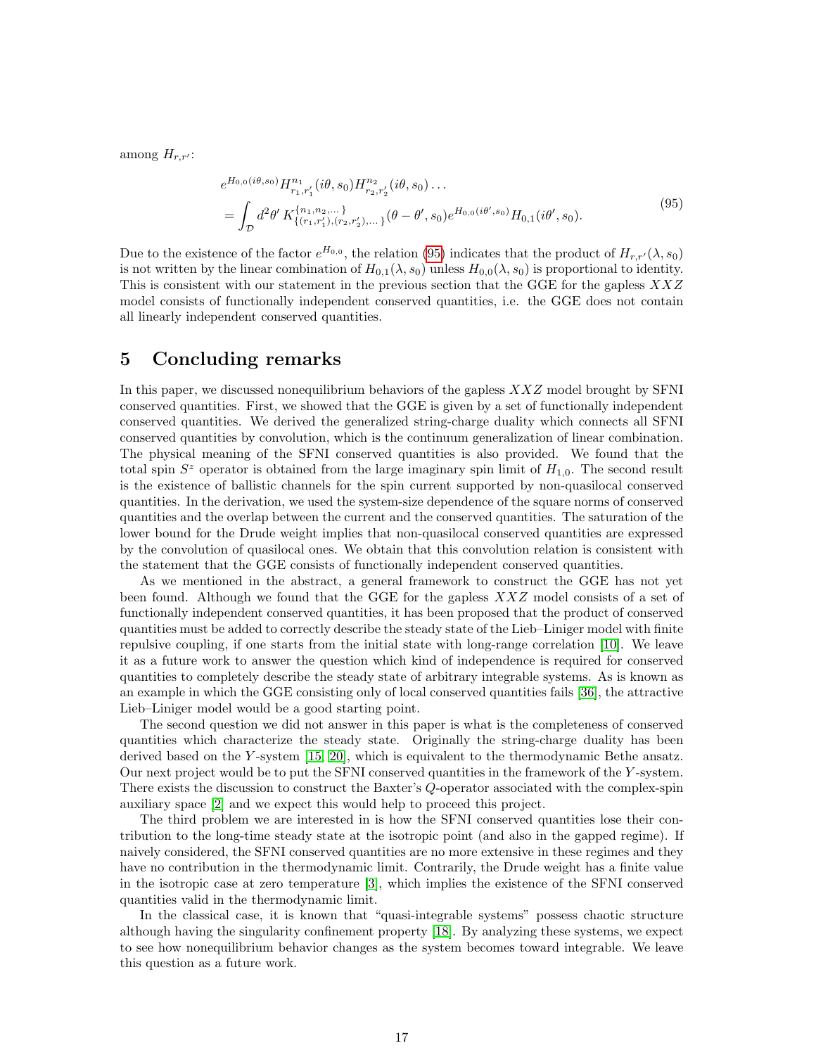among $H_{r,r'}$:

$$
\begin{aligned}
&e^{H_{0,0}(i\theta,s_0)} H^{n_1}_{r_1,r'_1}(i\theta,s_0) H^{n_2}_{r_2,r'_2}(i\theta,s_0)\dots \\
&= \int_{\mathcal{D}} d^2\theta' \, K^{\{n_1,n_2,\dots\}}_{\{(r_1,r'_1),(r_2,r'_2),\dots\}}(\theta-\theta',s_0) e^{H_{0,0}(i\theta',s_0)} H_{0,1}(i\theta',s_0).
\end{aligned}
\tag{95}
$$

Due to the existence of the factor $e^{H_{0,0}}$, the relation (95) indicates that the product of $H_{r,r'}(\lambda,s_0)$ is not written by the linear combination of $H_{0,1}(\lambda,s_0)$ unless $H_{0,0}(\lambda,s_0)$ is proportional to identity. This is consistent with our statement in the previous section that the GGE for the gapless $XXZ$ model consists of functionally independent conserved quantities, i.e. the GGE does not contain all linearly independent conserved quantities.

# 5 Concluding remarks

In this paper, we discussed nonequilibrium behaviors of the gapless $XXZ$ model brought by SFNI conserved quantities. First, we showed that the GGE is given by a set of functionally independent conserved quantities. We derived the generalized string-charge duality which connects all SFNI conserved quantities by convolution, which is the continuum generalization of linear combination. The physical meaning of the SFNI conserved quantities is also provided. We found that the total spin $S^z$ operator is obtained from the large imaginary spin limit of $H_{1,0}$. The second result is the existence of ballistic channels for the spin current supported by non-quasilocal conserved quantities. In the derivation, we used the system-size dependence of the square norms of conserved quantities and the overlap between the current and the conserved quantities. The saturation of the lower bound for the Drude weight implies that non-quasilocal conserved quantities are expressed by the convolution of quasilocal ones. We obtain that this convolution relation is consistent with the statement that the GGE consists of functionally independent conserved quantities.

As we mentioned in the abstract, a general framework to construct the GGE has not yet been found. Although we found that the GGE for the gapless $XXZ$ model consists of a set of functionally independent conserved quantities, it has been proposed that the product of conserved quantities must be added to correctly describe the steady state of the Lieb–Liniger model with finite repulsive coupling, if one starts from the initial state with long-range correlation [10]. We leave it as a future work to answer the question which kind of independence is required for conserved quantities to completely describe the steady state of arbitrary integrable systems. As is known as an example in which the GGE consisting only of local conserved quantities fails [36], the attractive Lieb–Liniger model would be a good starting point.

The second question we did not answer in this paper is what is the completeness of conserved quantities which characterize the steady state. Originally the string-charge duality has been derived based on the $Y$-system [15, 20], which is equivalent to the thermodynamic Bethe ansatz. Our next project would be to put the SFNI conserved quantities in the framework of the $Y$-system. There exists the discussion to construct the Baxter's $Q$-operator associated with the complex-spin auxiliary space [2] and we expect this would help to proceed this project.

The third problem we are interested in is how the SFNI conserved quantities lose their contribution to the long-time steady state at the isotropic point (and also in the gapped regime). If naively considered, the SFNI conserved quantities are no more extensive in these regimes and they have no contribution in the thermodynamic limit. Contrarily, the Drude weight has a finite value in the isotropic case at zero temperature [3], which implies the existence of the SFNI conserved quantities valid in the thermodynamic limit.

In the classical case, it is known that "quasi-integrable systems" possess chaotic structure although having the singularity confinement property [18]. By analyzing these systems, we expect to see how nonequilibrium behavior changes as the system becomes toward integrable. We leave this question as a future work.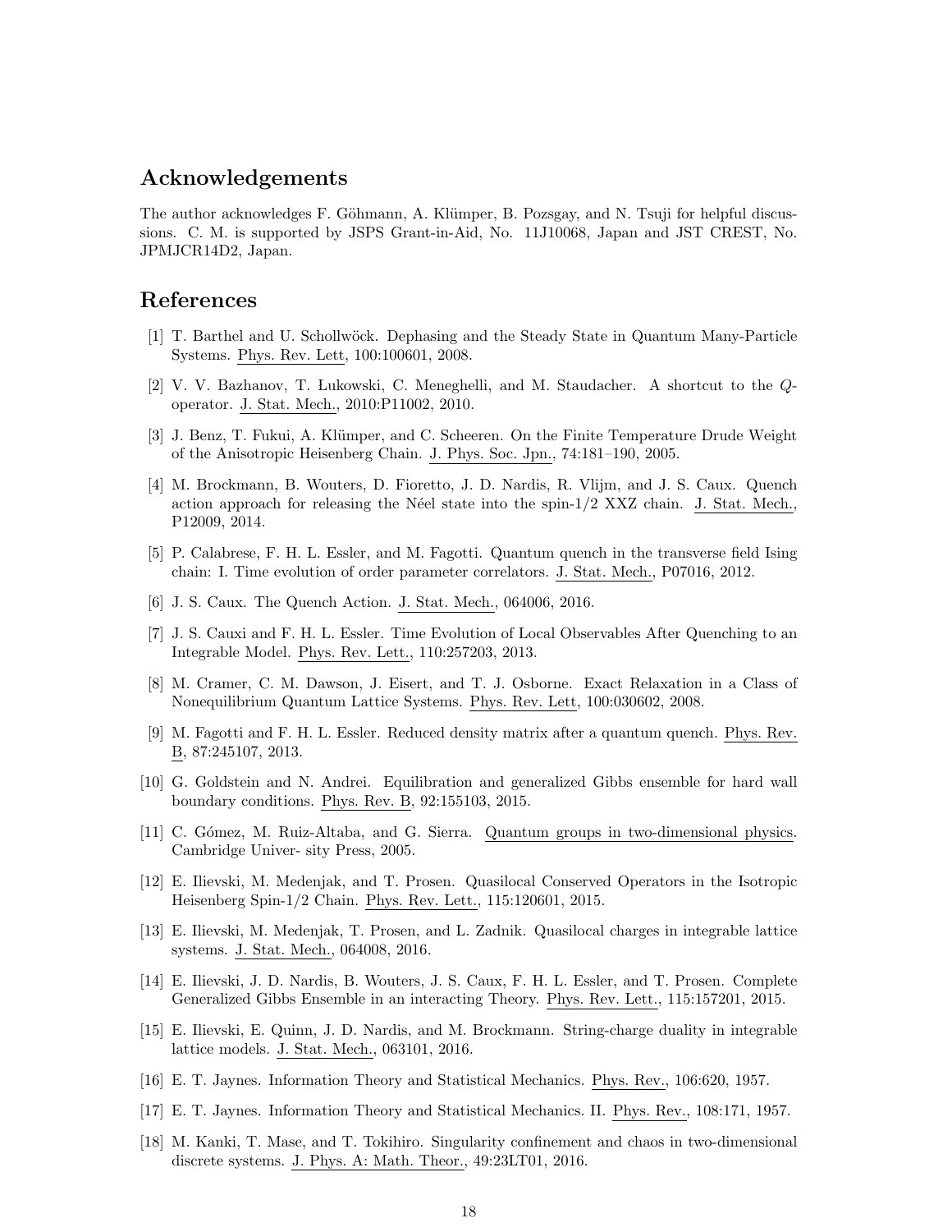## Acknowledgements

The author acknowledges F. Göhmann, A. Klümper, B. Pozsgay, and N. Tsuji for helpful discussions. C. M. is supported by JSPS Grant-in-Aid, No. 11J10068, Japan and JST CREST, No. JPMJCR14D2, Japan.

## References

[1] T. Barthel and U. Schollwöck. Dephasing and the Steady State in Quantum Many-Particle Systems. Phys. Rev. Lett, 100:100601, 2008.

[2] V. V. Bazhanov, T. Łukowski, C. Meneghelli, and M. Staudacher. A shortcut to the $Q$-operator. J. Stat. Mech., 2010:P11002, 2010.

[3] J. Benz, T. Fukui, A. Klümper, and C. Scheeren. On the Finite Temperature Drude Weight of the Anisotropic Heisenberg Chain. J. Phys. Soc. Jpn., 74:181–190, 2005.

[4] M. Brockmann, B. Wouters, D. Fioretto, J. D. Nardis, R. Vlijm, and J. S. Caux. Quench action approach for releasing the Néel state into the spin-1/2 XXZ chain. J. Stat. Mech., P12009, 2014.

[5] P. Calabrese, F. H. L. Essler, and M. Fagotti. Quantum quench in the transverse field Ising chain: I. Time evolution of order parameter correlators. J. Stat. Mech., P07016, 2012.

[6] J. S. Caux. The Quench Action. J. Stat. Mech., 064006, 2016.

[7] J. S. Cauxi and F. H. L. Essler. Time Evolution of Local Observables After Quenching to an Integrable Model. Phys. Rev. Lett., 110:257203, 2013.

[8] M. Cramer, C. M. Dawson, J. Eisert, and T. J. Osborne. Exact Relaxation in a Class of Nonequilibrium Quantum Lattice Systems. Phys. Rev. Lett, 100:030602, 2008.

[9] M. Fagotti and F. H. L. Essler. Reduced density matrix after a quantum quench. Phys. Rev. B, 87:245107, 2013.

[10] G. Goldstein and N. Andrei. Equilibration and generalized Gibbs ensemble for hard wall boundary conditions. Phys. Rev. B, 92:155103, 2015.

[11] C. Gómez, M. Ruiz-Altaba, and G. Sierra. Quantum groups in two-dimensional physics. Cambridge Univer- sity Press, 2005.

[12] E. Ilievski, M. Medenjak, and T. Prosen. Quasilocal Conserved Operators in the Isotropic Heisenberg Spin-1/2 Chain. Phys. Rev. Lett., 115:120601, 2015.

[13] E. Ilievski, M. Medenjak, T. Prosen, and L. Zadnik. Quasilocal charges in integrable lattice systems. J. Stat. Mech., 064008, 2016.

[14] E. Ilievski, J. D. Nardis, B. Wouters, J. S. Caux, F. H. L. Essler, and T. Prosen. Complete Generalized Gibbs Ensemble in an interacting Theory. Phys. Rev. Lett., 115:157201, 2015.

[15] E. Ilievski, E. Quinn, J. D. Nardis, and M. Brockmann. String-charge duality in integrable lattice models. J. Stat. Mech., 063101, 2016.

[16] E. T. Jaynes. Information Theory and Statistical Mechanics. Phys. Rev., 106:620, 1957.

[17] E. T. Jaynes. Information Theory and Statistical Mechanics. II. Phys. Rev., 108:171, 1957.

[18] M. Kanki, T. Mase, and T. Tokihiro. Singularity confinement and chaos in two-dimensional discrete systems. J. Phys. A: Math. Theor., 49:23LT01, 2016.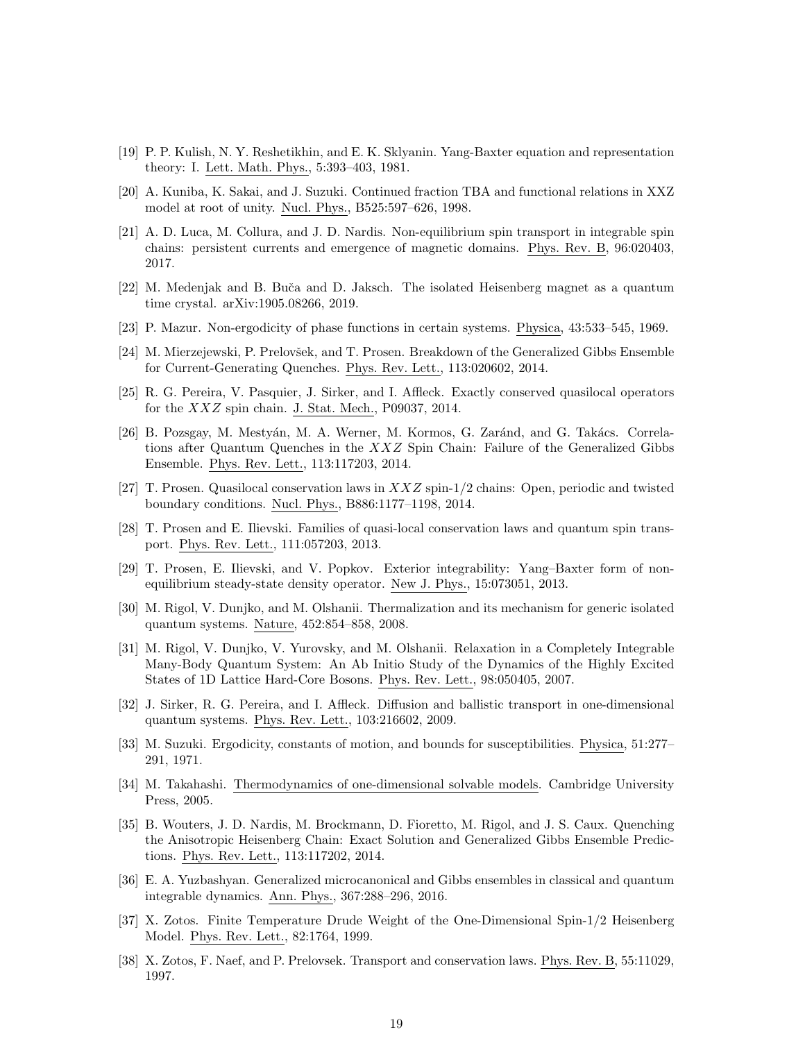[19] P. P. Kulish, N. Y. Reshetikhin, and E. K. Sklyanin. Yang-Baxter equation and representation theory: I. Lett. Math. Phys., 5:393–403, 1981.

[20] A. Kuniba, K. Sakai, and J. Suzuki. Continued fraction TBA and functional relations in XXZ model at root of unity. Nucl. Phys., B525:597–626, 1998.

[21] A. D. Luca, M. Collura, and J. D. Nardis. Non-equilibrium spin transport in integrable spin chains: persistent currents and emergence of magnetic domains. Phys. Rev. B, 96:020403, 2017.

[22] M. Medenjak and B. Buča and D. Jaksch. The isolated Heisenberg magnet as a quantum time crystal. arXiv:1905.08266, 2019.

[23] P. Mazur. Non-ergodicity of phase functions in certain systems. Physica, 43:533–545, 1969.

[24] M. Mierzejewski, P. Prelovšek, and T. Prosen. Breakdown of the Generalized Gibbs Ensemble for Current-Generating Quenches. Phys. Rev. Lett., 113:020602, 2014.

[25] R. G. Pereira, V. Pasquier, J. Sirker, and I. Affleck. Exactly conserved quasilocal operators for the $XXZ$ spin chain. J. Stat. Mech., P09037, 2014.

[26] B. Pozsgay, M. Mestyán, M. A. Werner, M. Kormos, G. Zaránd, and G. Takács. Correlations after Quantum Quenches in the $XXZ$ Spin Chain: Failure of the Generalized Gibbs Ensemble. Phys. Rev. Lett., 113:117203, 2014.

[27] T. Prosen. Quasilocal conservation laws in $XXZ$ spin-1/2 chains: Open, periodic and twisted boundary conditions. Nucl. Phys., B886:1177–1198, 2014.

[28] T. Prosen and E. Ilievski. Families of quasi-local conservation laws and quantum spin transport. Phys. Rev. Lett., 111:057203, 2013.

[29] T. Prosen, E. Ilievski, and V. Popkov. Exterior integrability: Yang–Baxter form of non-equilibrium steady-state density operator. New J. Phys., 15:073051, 2013.

[30] M. Rigol, V. Dunjko, and M. Olshanii. Thermalization and its mechanism for generic isolated quantum systems. Nature, 452:854–858, 2008.

[31] M. Rigol, V. Dunjko, V. Yurovsky, and M. Olshanii. Relaxation in a Completely Integrable Many-Body Quantum System: An Ab Initio Study of the Dynamics of the Highly Excited States of 1D Lattice Hard-Core Bosons. Phys. Rev. Lett., 98:050405, 2007.

[32] J. Sirker, R. G. Pereira, and I. Affleck. Diffusion and ballistic transport in one-dimensional quantum systems. Phys. Rev. Lett., 103:216602, 2009.

[33] M. Suzuki. Ergodicity, constants of motion, and bounds for susceptibilities. Physica, 51:277–291, 1971.

[34] M. Takahashi. Thermodynamics of one-dimensional solvable models. Cambridge University Press, 2005.

[35] B. Wouters, J. D. Nardis, M. Brockmann, D. Fioretto, M. Rigol, and J. S. Caux. Quenching the Anisotropic Heisenberg Chain: Exact Solution and Generalized Gibbs Ensemble Predictions. Phys. Rev. Lett., 113:117202, 2014.

[36] E. A. Yuzbashyan. Generalized microcanonical and Gibbs ensembles in classical and quantum integrable dynamics. Ann. Phys., 367:288–296, 2016.

[37] X. Zotos. Finite Temperature Drude Weight of the One-Dimensional Spin-1/2 Heisenberg Model. Phys. Rev. Lett., 82:1764, 1999.

[38] X. Zotos, F. Naef, and P. Prelovsek. Transport and conservation laws. Phys. Rev. B, 55:11029, 1997.